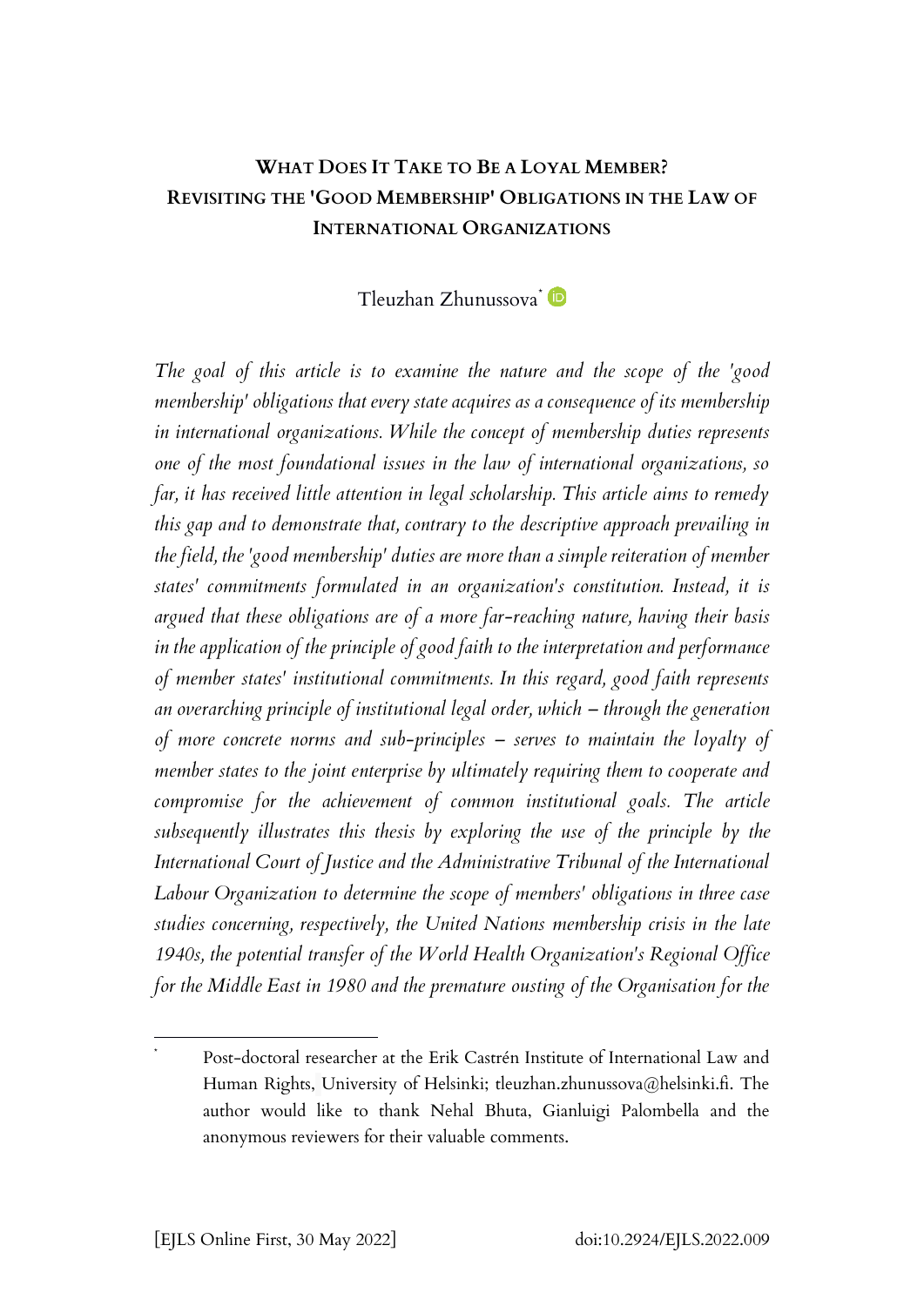# WHAT DOES IT TAKE TO BE A LOYAL MEMBER? REVISITING THE 'GOOD MEMBERSHIP' OBLIGATIONS IN THE LAW OF INTERNATIONAL ORGANIZATIONS

Tleuzhan Zhunussova*

*The goal of this article is to examine the nature and the scope of the 'good membership' obligations that every state acquires as a consequence of its membership in international organizations. While the concept of membership duties represents one of the most foundational issues in the law of international organizations, so far, it has received little attention in legal scholarship. This article aims to remedy this gap and to demonstrate that, contrary to the descriptive approach prevailing in the field, the 'good membership' duties are more than a simple reiteration of member states' commitments formulated in an organization's constitution. Instead, it is argued that these obligations are of a more far-reaching nature, having their basis in the application of the principle of good faith to the interpretation and performance of member states' institutional commitments. In this regard, good faith represents an overarching principle of institutional legal order, which – through the generation of more concrete norms and sub-principles – serves to maintain the loyalty of member states to the joint enterprise by ultimately requiring them to cooperate and compromise for the achievement of common institutional goals. The article subsequently illustrates this thesis by exploring the use of the principle by the International Court of Justice and the Administrative Tribunal of the International Labour Organization to determine the scope of members' obligations in three case studies concerning, respectively, the United Nations membership crisis in the late 1940s, the potential transfer of the World Health Organization's Regional Office for the Middle East in 1980 and the premature ousting of the Organisation for the*

\* Post-doctoral researcher at the Erik Castrén Institute of International Law and Human Rights, University of Helsinki; tleuzhan.zhunussova@helsinki.fi. The author would like to thank Nehal Bhuta, Gianluigi Palombella and the anonymous reviewers for their valuable comments.

[EJLS Online First, 30 May 2022] doi:10.2924/EJLS.2022.009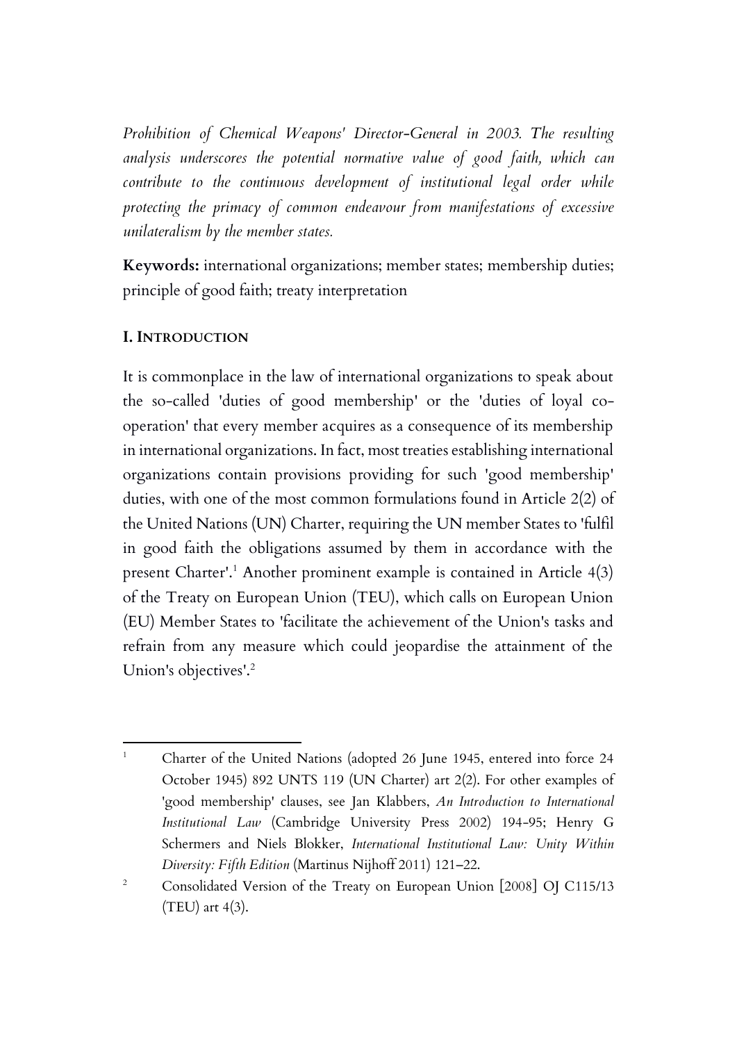*Prohibition of Chemical Weapons' Director-General in 2003. The resulting analysis underscores the potential normative value of good faith, which can contribute to the continuous development of institutional legal order while protecting the primacy of common endeavour from manifestations of excessive unilateralism by the member states.*

**Keywords:** international organizations; member states; membership duties; principle of good faith; treaty interpretation

## I. INTRODUCTION

It is commonplace in the law of international organizations to speak about the so-called 'duties of good membership' or the 'duties of loyal co-operation' that every member acquires as a consequence of its membership in international organizations. In fact, most treaties establishing international organizations contain provisions providing for such 'good membership' duties, with one of the most common formulations found in Article 2(2) of the United Nations (UN) Charter, requiring the UN member States to 'fulfil in good faith the obligations assumed by them in accordance with the present Charter'.[1] Another prominent example is contained in Article 4(3) of the Treaty on European Union (TEU), which calls on European Union (EU) Member States to 'facilitate the achievement of the Union's tasks and refrain from any measure which could jeopardise the attainment of the Union's objectives'.[2]

---

[1] Charter of the United Nations (adopted 26 June 1945, entered into force 24 October 1945) 892 UNTS 119 (UN Charter) art 2(2). For other examples of 'good membership' clauses, see Jan Klabbers, *An Introduction to International Institutional Law* (Cambridge University Press 2002) 194-95; Henry G Schermers and Niels Blokker, *International Institutional Law: Unity Within Diversity: Fifth Edition* (Martinus Nijhoff 2011) 121–22.

[2] Consolidated Version of the Treaty on European Union [2008] OJ C115/13 (TEU) art 4(3).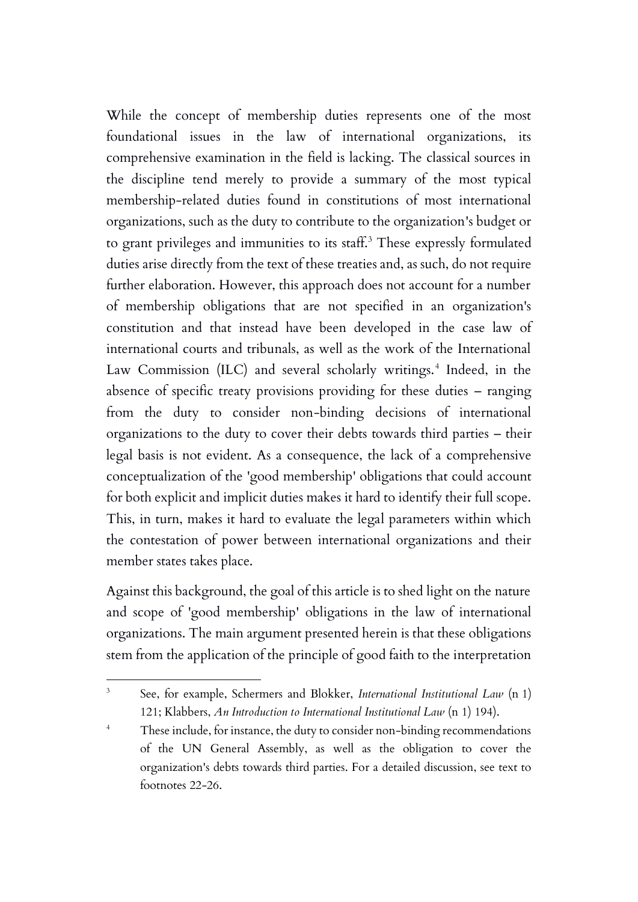While the concept of membership duties represents one of the most foundational issues in the law of international organizations, its comprehensive examination in the field is lacking. The classical sources in the discipline tend merely to provide a summary of the most typical membership-related duties found in constitutions of most international organizations, such as the duty to contribute to the organization's budget or to grant privileges and immunities to its staff.[3] These expressly formulated duties arise directly from the text of these treaties and, as such, do not require further elaboration. However, this approach does not account for a number of membership obligations that are not specified in an organization's constitution and that instead have been developed in the case law of international courts and tribunals, as well as the work of the International Law Commission (ILC) and several scholarly writings.[4] Indeed, in the absence of specific treaty provisions providing for these duties – ranging from the duty to consider non-binding decisions of international organizations to the duty to cover their debts towards third parties – their legal basis is not evident. As a consequence, the lack of a comprehensive conceptualization of the 'good membership' obligations that could account for both explicit and implicit duties makes it hard to identify their full scope. This, in turn, makes it hard to evaluate the legal parameters within which the contestation of power between international organizations and their member states takes place.

Against this background, the goal of this article is to shed light on the nature and scope of 'good membership' obligations in the law of international organizations. The main argument presented herein is that these obligations stem from the application of the principle of good faith to the interpretation

[3] See, for example, Schermers and Blokker, *International Institutional Law* (n 1) 121; Klabbers, *An Introduction to International Institutional Law* (n 1) 194).

[4] These include, for instance, the duty to consider non-binding recommendations of the UN General Assembly, as well as the obligation to cover the organization's debts towards third parties. For a detailed discussion, see text to footnotes 22-26.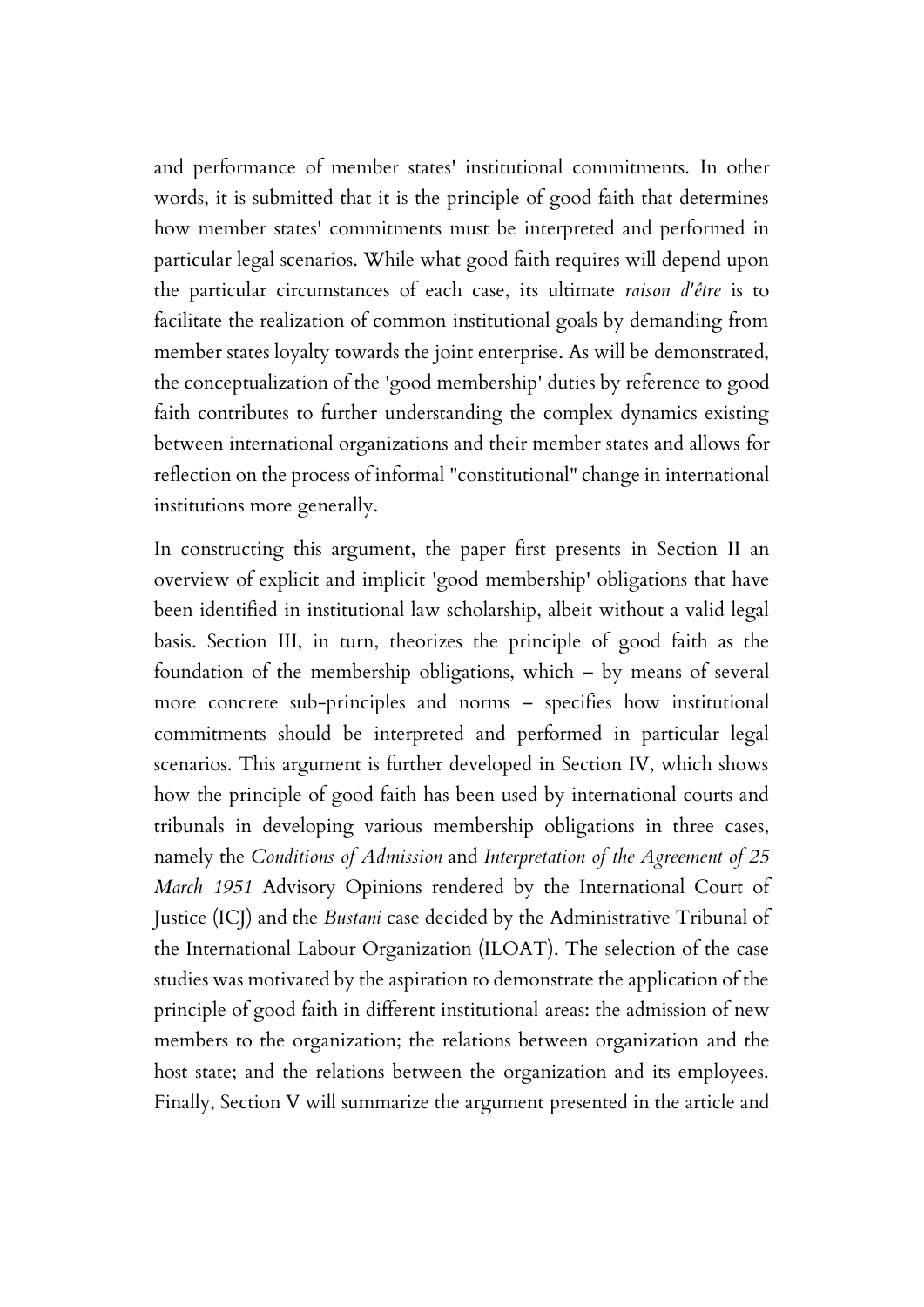and performance of member states' institutional commitments. In other words, it is submitted that it is the principle of good faith that determines how member states' commitments must be interpreted and performed in particular legal scenarios. While what good faith requires will depend upon the particular circumstances of each case, its ultimate *raison d'être* is to facilitate the realization of common institutional goals by demanding from member states loyalty towards the joint enterprise. As will be demonstrated, the conceptualization of the 'good membership' duties by reference to good faith contributes to further understanding the complex dynamics existing between international organizations and their member states and allows for reflection on the process of informal "constitutional" change in international institutions more generally.

In constructing this argument, the paper first presents in Section II an overview of explicit and implicit 'good membership' obligations that have been identified in institutional law scholarship, albeit without a valid legal basis. Section III, in turn, theorizes the principle of good faith as the foundation of the membership obligations, which – by means of several more concrete sub-principles and norms – specifies how institutional commitments should be interpreted and performed in particular legal scenarios. This argument is further developed in Section IV, which shows how the principle of good faith has been used by international courts and tribunals in developing various membership obligations in three cases, namely the *Conditions of Admission* and *Interpretation of the Agreement of 25 March 1951* Advisory Opinions rendered by the International Court of Justice (ICJ) and the *Bustani* case decided by the Administrative Tribunal of the International Labour Organization (ILOAT). The selection of the case studies was motivated by the aspiration to demonstrate the application of the principle of good faith in different institutional areas: the admission of new members to the organization; the relations between organization and the host state; and the relations between the organization and its employees. Finally, Section V will summarize the argument presented in the article and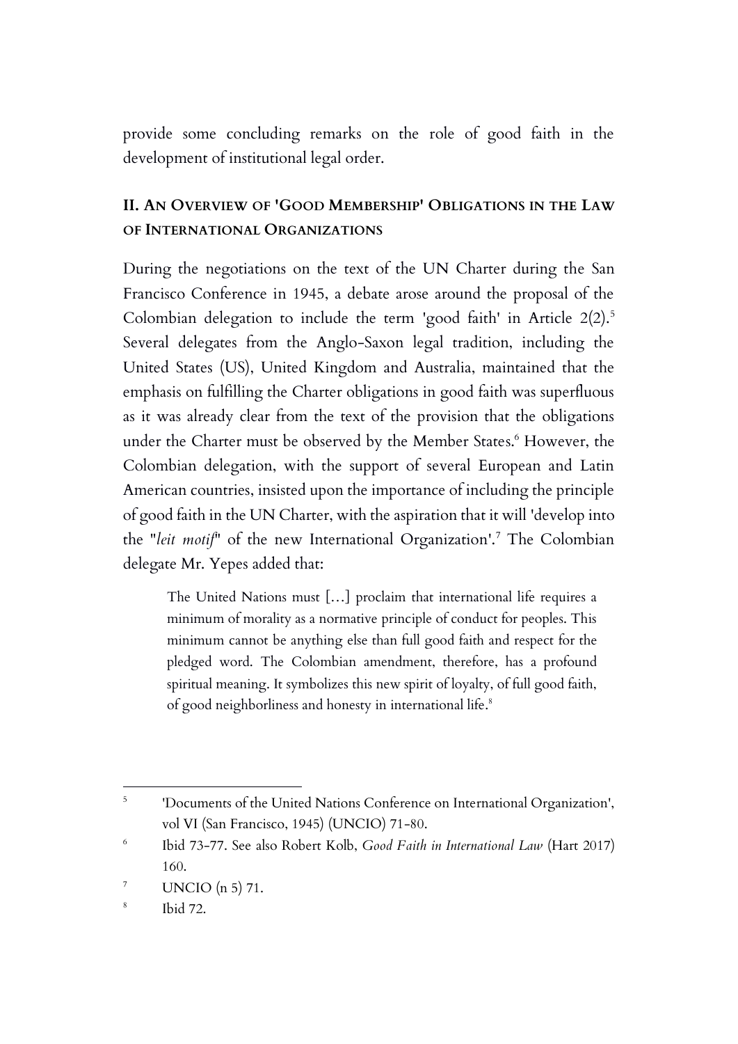provide some concluding remarks on the role of good faith in the development of institutional legal order.

## II. An Overview of 'Good Membership' Obligations in the Law of International Organizations

During the negotiations on the text of the UN Charter during the San Francisco Conference in 1945, a debate arose around the proposal of the Colombian delegation to include the term 'good faith' in Article 2(2).[5] Several delegates from the Anglo-Saxon legal tradition, including the United States (US), United Kingdom and Australia, maintained that the emphasis on fulfilling the Charter obligations in good faith was superfluous as it was already clear from the text of the provision that the obligations under the Charter must be observed by the Member States.[6] However, the Colombian delegation, with the support of several European and Latin American countries, insisted upon the importance of including the principle of good faith in the UN Charter, with the aspiration that it will 'develop into the "*leit motif*" of the new International Organization'.[7] The Colombian delegate Mr. Yepes added that:

> The United Nations must […] proclaim that international life requires a minimum of morality as a normative principle of conduct for peoples. This minimum cannot be anything else than full good faith and respect for the pledged word. The Colombian amendment, therefore, has a profound spiritual meaning. It symbolizes this new spirit of loyalty, of full good faith, of good neighborliness and honesty in international life.[8]

---

[5] 'Documents of the United Nations Conference on International Organization', vol VI (San Francisco, 1945) (UNCIO) 71-80.

[6] Ibid 73-77. See also Robert Kolb, *Good Faith in International Law* (Hart 2017) 160.

[7] UNCIO (n 5) 71.

[8] Ibid 72.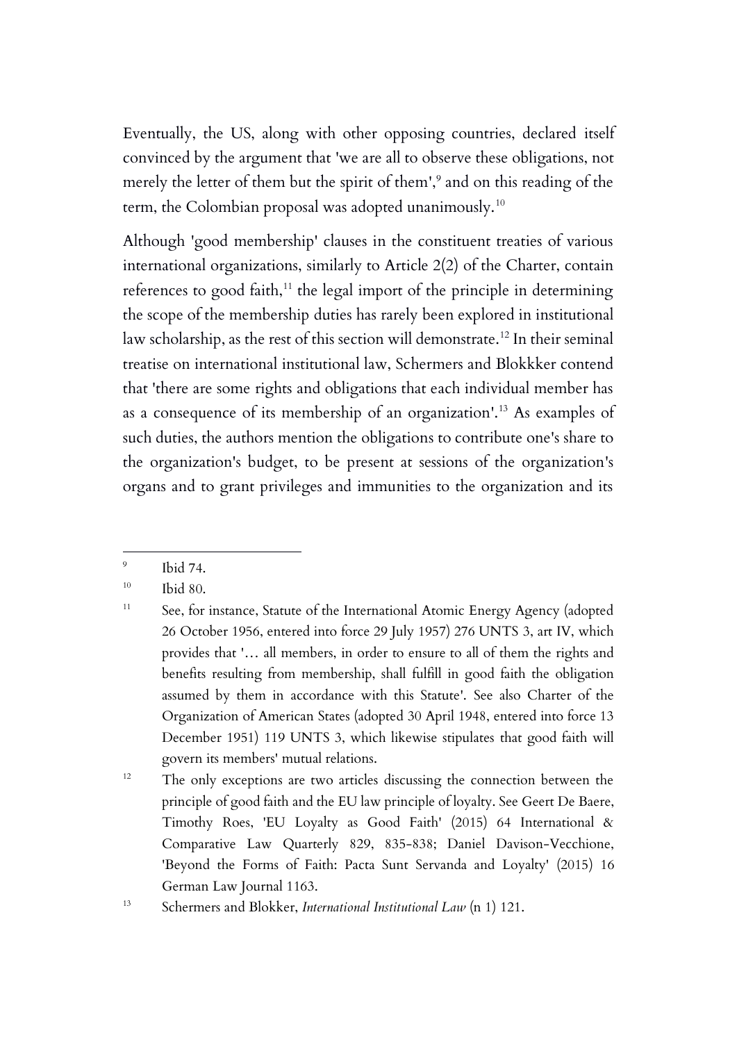Eventually, the US, along with other opposing countries, declared itself convinced by the argument that 'we are all to observe these obligations, not merely the letter of them but the spirit of them',[9] and on this reading of the term, the Colombian proposal was adopted unanimously.[10]

Although 'good membership' clauses in the constituent treaties of various international organizations, similarly to Article 2(2) of the Charter, contain references to good faith,[11] the legal import of the principle in determining the scope of the membership duties has rarely been explored in institutional law scholarship, as the rest of this section will demonstrate.[12] In their seminal treatise on international institutional law, Schermers and Blokkker contend that 'there are some rights and obligations that each individual member has as a consequence of its membership of an organization'.[13] As examples of such duties, the authors mention the obligations to contribute one's share to the organization's budget, to be present at sessions of the organization's organs and to grant privileges and immunities to the organization and its

---

[9] Ibid 74.

[10] Ibid 80.

[11] See, for instance, Statute of the International Atomic Energy Agency (adopted 26 October 1956, entered into force 29 July 1957) 276 UNTS 3, art IV, which provides that '… all members, in order to ensure to all of them the rights and benefits resulting from membership, shall fulfill in good faith the obligation assumed by them in accordance with this Statute'. See also Charter of the Organization of American States (adopted 30 April 1948, entered into force 13 December 1951) 119 UNTS 3, which likewise stipulates that good faith will govern its members' mutual relations.

[12] The only exceptions are two articles discussing the connection between the principle of good faith and the EU law principle of loyalty. See Geert De Baere, Timothy Roes, 'EU Loyalty as Good Faith' (2015) 64 International & Comparative Law Quarterly 829, 835-838; Daniel Davison-Vecchione, 'Beyond the Forms of Faith: Pacta Sunt Servanda and Loyalty' (2015) 16 German Law Journal 1163.

[13] Schermers and Blokker, *International Institutional Law* (n 1) 121.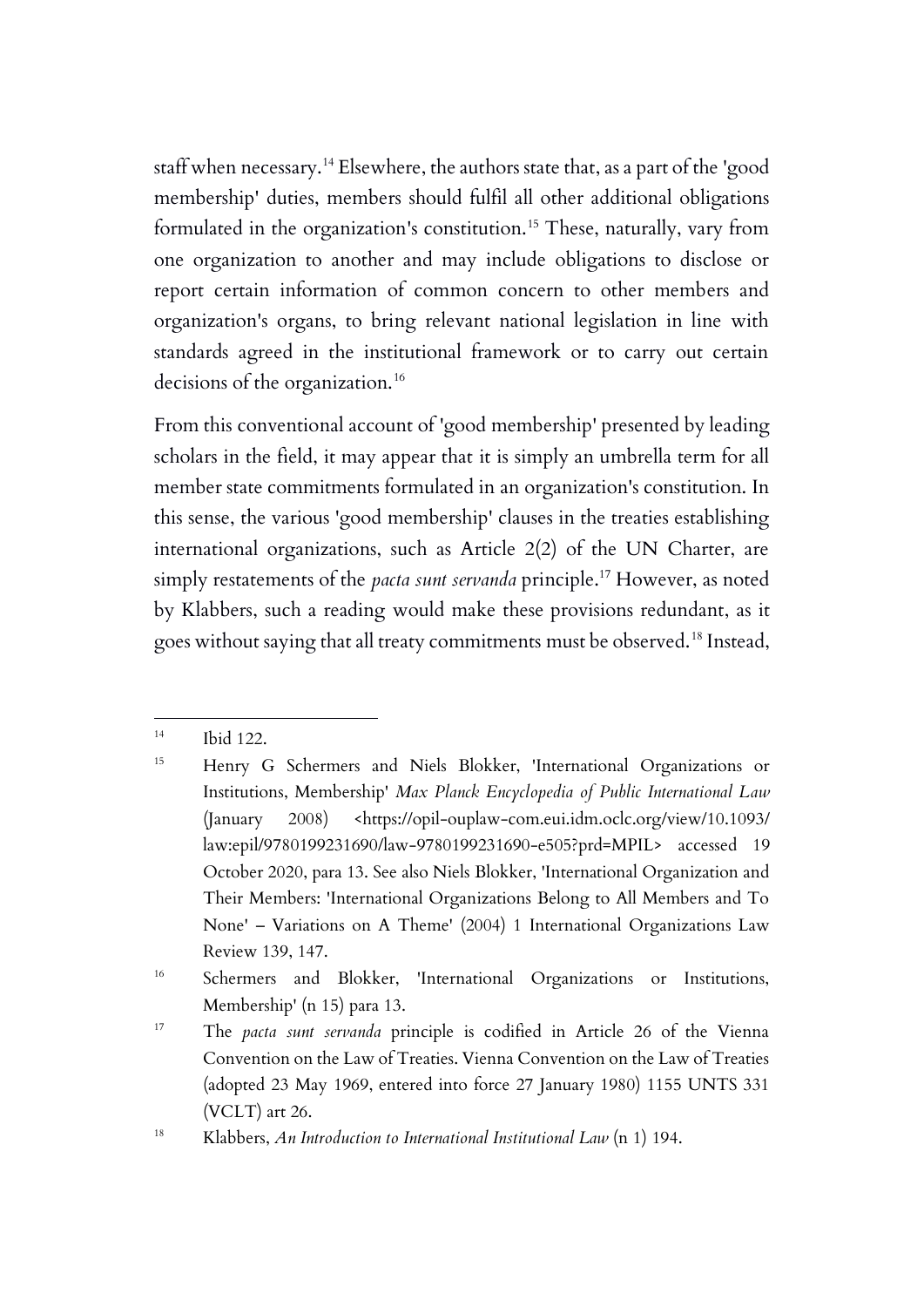staff when necessary.[14] Elsewhere, the authors state that, as a part of the 'good membership' duties, members should fulfil all other additional obligations formulated in the organization's constitution.[15] These, naturally, vary from one organization to another and may include obligations to disclose or report certain information of common concern to other members and organization's organs, to bring relevant national legislation in line with standards agreed in the institutional framework or to carry out certain decisions of the organization.[16]

From this conventional account of 'good membership' presented by leading scholars in the field, it may appear that it is simply an umbrella term for all member state commitments formulated in an organization's constitution. In this sense, the various 'good membership' clauses in the treaties establishing international organizations, such as Article 2(2) of the UN Charter, are simply restatements of the *pacta sunt servanda* principle.[17] However, as noted by Klabbers, such a reading would make these provisions redundant, as it goes without saying that all treaty commitments must be observed.[18] Instead,

---

[14] Ibid 122.

[15] Henry G Schermers and Niels Blokker, 'International Organizations or Institutions, Membership' *Max Planck Encyclopedia of Public International Law* (January 2008) <https://opil-ouplaw-com.eui.idm.oclc.org/view/10.1093/law:epil/9780199231690/law-9780199231690-e505?prd=MPIL> accessed 19 October 2020, para 13. See also Niels Blokker, 'International Organization and Their Members: 'International Organizations Belong to All Members and To None' – Variations on A Theme' (2004) 1 International Organizations Law Review 139, 147.

[16] Schermers and Blokker, 'International Organizations or Institutions, Membership' (n 15) para 13.

[17] The *pacta sunt servanda* principle is codified in Article 26 of the Vienna Convention on the Law of Treaties. Vienna Convention on the Law of Treaties (adopted 23 May 1969, entered into force 27 January 1980) 1155 UNTS 331 (VCLT) art 26.

[18] Klabbers, *An Introduction to International Institutional Law* (n 1) 194.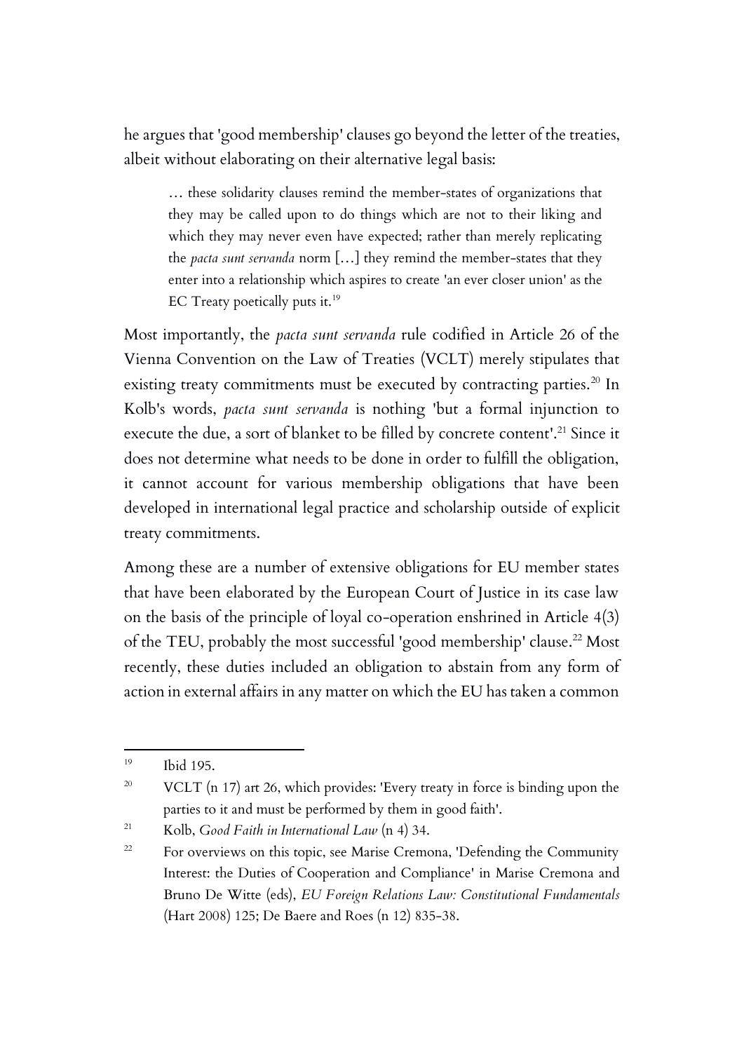he argues that 'good membership' clauses go beyond the letter of the treaties, albeit without elaborating on their alternative legal basis:

> … these solidarity clauses remind the member-states of organizations that they may be called upon to do things which are not to their liking and which they may never even have expected; rather than merely replicating the *pacta sunt servanda* norm […] they remind the member-states that they enter into a relationship which aspires to create 'an ever closer union' as the EC Treaty poetically puts it.[19]

Most importantly, the *pacta sunt servanda* rule codified in Article 26 of the Vienna Convention on the Law of Treaties (VCLT) merely stipulates that existing treaty commitments must be executed by contracting parties.[20] In Kolb's words, *pacta sunt servanda* is nothing 'but a formal injunction to execute the due, a sort of blanket to be filled by concrete content'.[21] Since it does not determine what needs to be done in order to fulfill the obligation, it cannot account for various membership obligations that have been developed in international legal practice and scholarship outside of explicit treaty commitments.

Among these are a number of extensive obligations for EU member states that have been elaborated by the European Court of Justice in its case law on the basis of the principle of loyal co-operation enshrined in Article 4(3) of the TEU, probably the most successful 'good membership' clause.[22] Most recently, these duties included an obligation to abstain from any form of action in external affairs in any matter on which the EU has taken a common

---

[19] Ibid 195.

[20] VCLT (n 17) art 26, which provides: 'Every treaty in force is binding upon the parties to it and must be performed by them in good faith'.

[21] Kolb, *Good Faith in International Law* (n 4) 34.

[22] For overviews on this topic, see Marise Cremona, 'Defending the Community Interest: the Duties of Cooperation and Compliance' in Marise Cremona and Bruno De Witte (eds), *EU Foreign Relations Law: Constitutional Fundamentals* (Hart 2008) 125; De Baere and Roes (n 12) 835-38.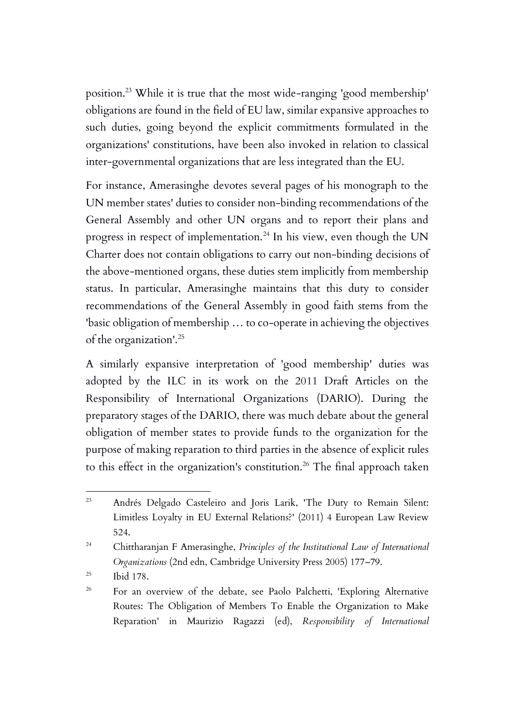position.[23] While it is true that the most wide-ranging 'good membership' obligations are found in the field of EU law, similar expansive approaches to such duties, going beyond the explicit commitments formulated in the organizations' constitutions, have been also invoked in relation to classical inter-governmental organizations that are less integrated than the EU.

For instance, Amerasinghe devotes several pages of his monograph to the UN member states' duties to consider non-binding recommendations of the General Assembly and other UN organs and to report their plans and progress in respect of implementation.[24] In his view, even though the UN Charter does not contain obligations to carry out non-binding decisions of the above-mentioned organs, these duties stem implicitly from membership status. In particular, Amerasinghe maintains that this duty to consider recommendations of the General Assembly in good faith stems from the 'basic obligation of membership … to co-operate in achieving the objectives of the organization'.[25]

A similarly expansive interpretation of 'good membership' duties was adopted by the ILC in its work on the 2011 Draft Articles on the Responsibility of International Organizations (DARIO). During the preparatory stages of the DARIO, there was much debate about the general obligation of member states to provide funds to the organization for the purpose of making reparation to third parties in the absence of explicit rules to this effect in the organization's constitution.[26] The final approach taken

---

[23] Andrés Delgado Casteleiro and Joris Larik, 'The Duty to Remain Silent: Limitless Loyalty in EU External Relations?' (2011) 4 European Law Review 524.

[24] Chittharanjan F Amerasinghe, *Principles of the Institutional Law of International Organizations* (2nd edn, Cambridge University Press 2005) 177–79.

[25] Ibid 178.

[26] For an overview of the debate, see Paolo Palchetti, 'Exploring Alternative Routes: The Obligation of Members To Enable the Organization to Make Reparation' in Maurizio Ragazzi (ed), *Responsibility of International*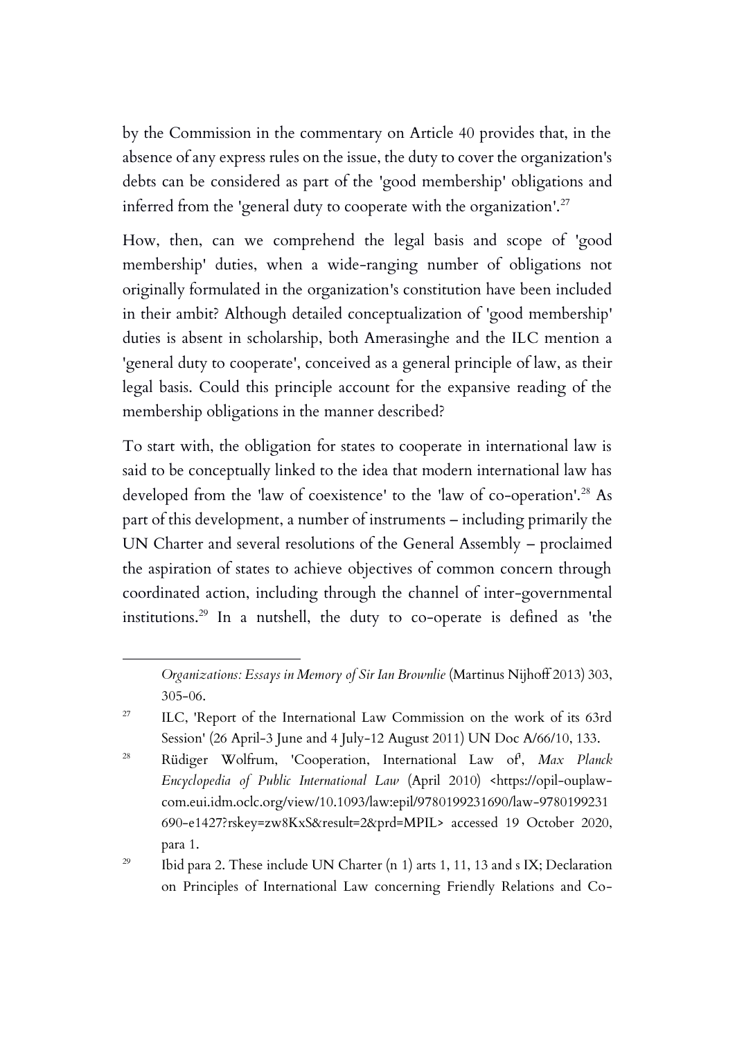by the Commission in the commentary on Article 40 provides that, in the absence of any express rules on the issue, the duty to cover the organization's debts can be considered as part of the 'good membership' obligations and inferred from the 'general duty to cooperate with the organization'.[27]

How, then, can we comprehend the legal basis and scope of 'good membership' duties, when a wide-ranging number of obligations not originally formulated in the organization's constitution have been included in their ambit? Although detailed conceptualization of 'good membership' duties is absent in scholarship, both Amerasinghe and the ILC mention a 'general duty to cooperate', conceived as a general principle of law, as their legal basis. Could this principle account for the expansive reading of the membership obligations in the manner described?

To start with, the obligation for states to cooperate in international law is said to be conceptually linked to the idea that modern international law has developed from the 'law of coexistence' to the 'law of co-operation'.[28] As part of this development, a number of instruments – including primarily the UN Charter and several resolutions of the General Assembly – proclaimed the aspiration of states to achieve objectives of common concern through coordinated action, including through the channel of inter-governmental institutions.[29] In a nutshell, the duty to co-operate is defined as 'the

---

*Organizations: Essays in Memory of Sir Ian Brownlie* (Martinus Nijhoff 2013) 303, 305-06.

[27] ILC, 'Report of the International Law Commission on the work of its 63rd Session' (26 April-3 June and 4 July-12 August 2011) UN Doc A/66/10, 133.

[28] Rüdiger Wolfrum, 'Cooperation, International Law of', *Max Planck Encyclopedia of Public International Law* (April 2010) <https://opil-ouplaw-com.eui.idm.oclc.org/view/10.1093/law:epil/9780199231690/law-9780199231690-e1427?rskey=zw8KxS&result=2&prd=MPIL> accessed 19 October 2020, para 1.

[29] Ibid para 2. These include UN Charter (n 1) arts 1, 11, 13 and s IX; Declaration on Principles of International Law concerning Friendly Relations and Co-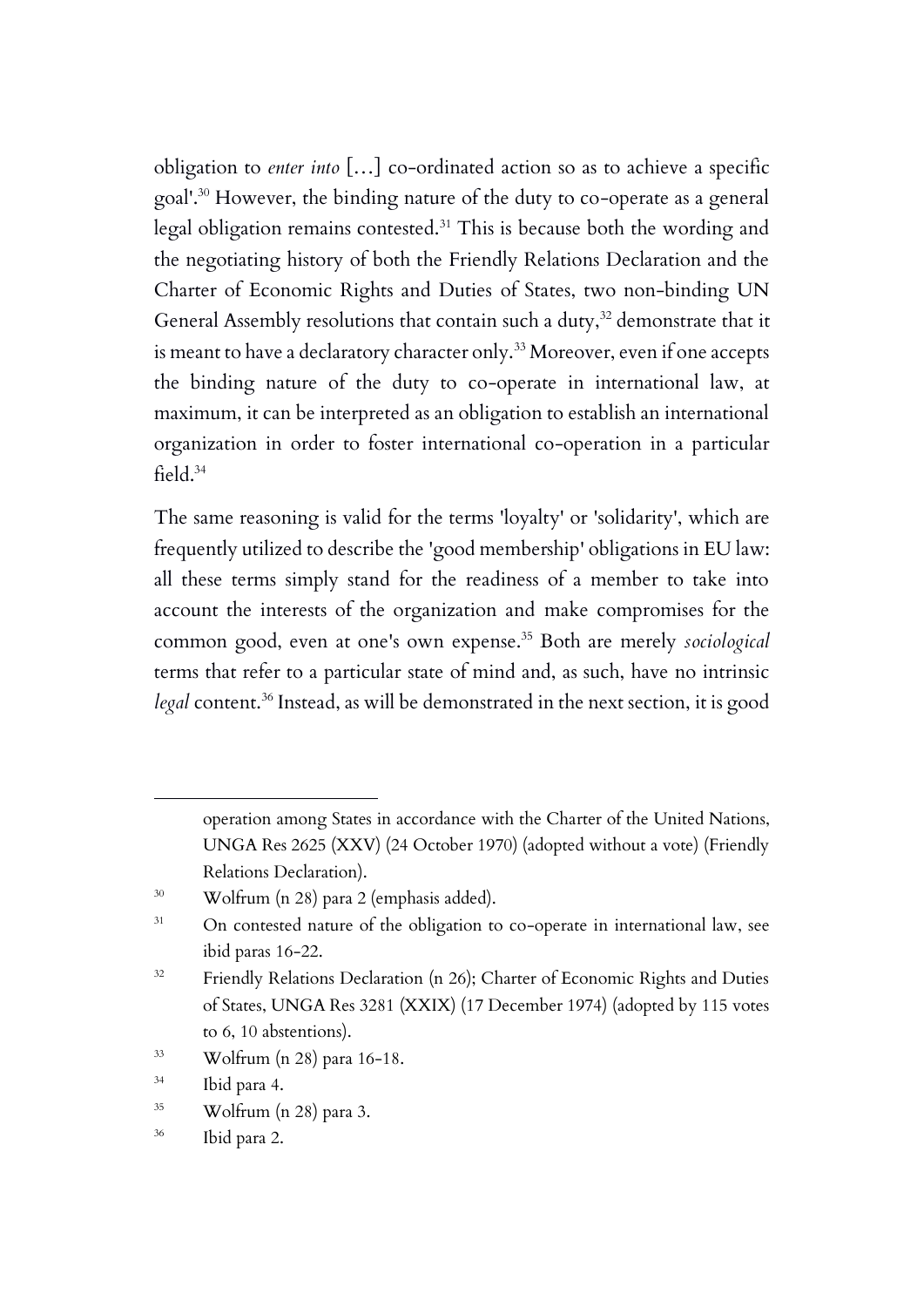obligation to *enter into* […] co-ordinated action so as to achieve a specific goal'.[30] However, the binding nature of the duty to co-operate as a general legal obligation remains contested.[31] This is because both the wording and the negotiating history of both the Friendly Relations Declaration and the Charter of Economic Rights and Duties of States, two non-binding UN General Assembly resolutions that contain such a duty,[32] demonstrate that it is meant to have a declaratory character only.[33] Moreover, even if one accepts the binding nature of the duty to co-operate in international law, at maximum, it can be interpreted as an obligation to establish an international organization in order to foster international co-operation in a particular field.[34]

The same reasoning is valid for the terms 'loyalty' or 'solidarity', which are frequently utilized to describe the 'good membership' obligations in EU law: all these terms simply stand for the readiness of a member to take into account the interests of the organization and make compromises for the common good, even at one's own expense.[35] Both are merely *sociological* terms that refer to a particular state of mind and, as such, have no intrinsic *legal* content.[36] Instead, as will be demonstrated in the next section, it is good

---

operation among States in accordance with the Charter of the United Nations, UNGA Res 2625 (XXV) (24 October 1970) (adopted without a vote) (Friendly Relations Declaration).

[30] Wolfrum (n 28) para 2 (emphasis added).

[31] On contested nature of the obligation to co-operate in international law, see ibid paras 16-22.

[32] Friendly Relations Declaration (n 26); Charter of Economic Rights and Duties of States, UNGA Res 3281 (XXIX) (17 December 1974) (adopted by 115 votes to 6, 10 abstentions).

[33] Wolfrum (n 28) para 16-18.

[34] Ibid para 4.

[35] Wolfrum (n 28) para 3.

[36] Ibid para 2.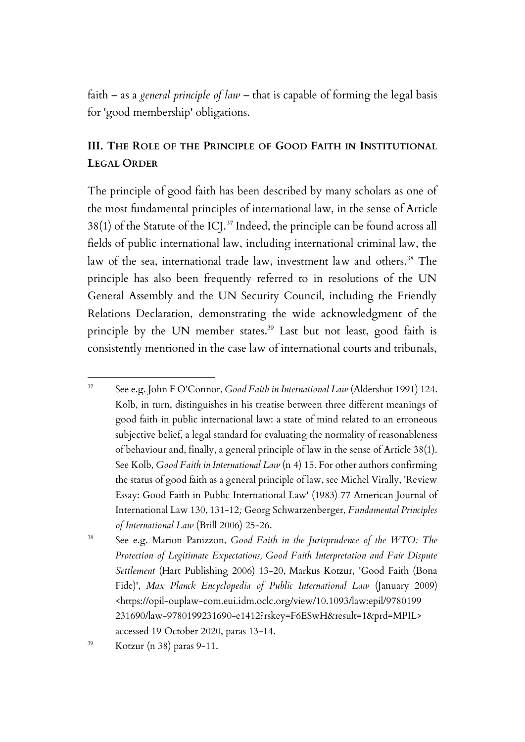faith – as a *general principle of law* – that is capable of forming the legal basis for 'good membership' obligations.

## III. THE ROLE OF THE PRINCIPLE OF GOOD FAITH IN INSTITUTIONAL LEGAL ORDER

The principle of good faith has been described by many scholars as one of the most fundamental principles of international law, in the sense of Article 38(1) of the Statute of the ICJ.[37] Indeed, the principle can be found across all fields of public international law, including international criminal law, the law of the sea, international trade law, investment law and others.[38] The principle has also been frequently referred to in resolutions of the UN General Assembly and the UN Security Council, including the Friendly Relations Declaration, demonstrating the wide acknowledgment of the principle by the UN member states.[39] Last but not least, good faith is consistently mentioned in the case law of international courts and tribunals,

---

[37] See e.g. John F O'Connor, *Good Faith in International Law* (Aldershot 1991) 124. Kolb, in turn, distinguishes in his treatise between three different meanings of good faith in public international law: a state of mind related to an erroneous subjective belief, a legal standard for evaluating the normality of reasonableness of behaviour and, finally, a general principle of law in the sense of Article 38(1). See Kolb, *Good Faith in International Law* (n 4) 15. For other authors confirming the status of good faith as a general principle of law, see Michel Virally, 'Review Essay: Good Faith in Public International Law' (1983) 77 American Journal of International Law 130, 131-12*;* Georg Schwarzenberger, *Fundamental Principles of International Law* (Brill 2006) 25-26.

[38] See e.g. Marion Panizzon, *Good Faith in the Jurisprudence of the WTO: The Protection of Legitimate Expectations, Good Faith Interpretation and Fair Dispute Settlement* (Hart Publishing 2006) 13-20, Markus Kotzur, 'Good Faith (Bona Fide)', *Max Planck Encyclopedia of Public International Law* (January 2009) <https://opil-ouplaw-com.eui.idm.oclc.org/view/10.1093/law:epil/9780199231690/law-9780199231690-e1412?rskey=F6ESwH&result=1&prd=MPIL> accessed 19 October 2020, paras 13-14.

[39] Kotzur (n 38) paras 9-11.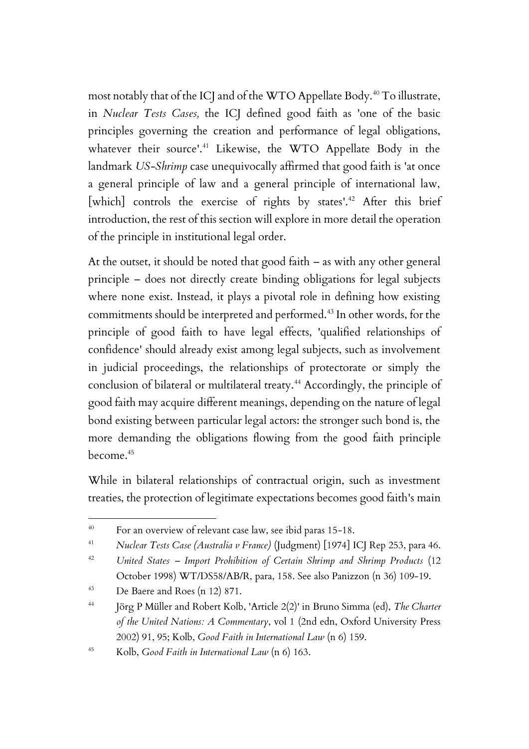most notably that of the ICJ and of the WTO Appellate Body.[40] To illustrate, in *Nuclear Tests Cases,* the ICJ defined good faith as 'one of the basic principles governing the creation and performance of legal obligations, whatever their source'.[41] Likewise, the WTO Appellate Body in the landmark *US-Shrimp* case unequivocally affirmed that good faith is 'at once a general principle of law and a general principle of international law, [which] controls the exercise of rights by states'.[42] After this brief introduction, the rest of this section will explore in more detail the operation of the principle in institutional legal order.

At the outset, it should be noted that good faith – as with any other general principle – does not directly create binding obligations for legal subjects where none exist. Instead, it plays a pivotal role in defining how existing commitments should be interpreted and performed.[43] In other words, for the principle of good faith to have legal effects, 'qualified relationships of confidence' should already exist among legal subjects, such as involvement in judicial proceedings, the relationships of protectorate or simply the conclusion of bilateral or multilateral treaty.[44] Accordingly, the principle of good faith may acquire different meanings, depending on the nature of legal bond existing between particular legal actors: the stronger such bond is, the more demanding the obligations flowing from the good faith principle become.[45]

While in bilateral relationships of contractual origin, such as investment treaties, the protection of legitimate expectations becomes good faith's main

---

[40] For an overview of relevant case law, see ibid paras 15-18.

[41] *Nuclear Tests Case (Australia v France)* (Judgment) [1974] ICJ Rep 253, para 46.

[42] *United States – Import Prohibition of Certain Shrimp and Shrimp Products* (12 October 1998) WT/DS58/AB/R, para, 158. See also Panizzon (n 36) 109-19.

[43] De Baere and Roes (n 12) 871.

[44] Jörg P Müller and Robert Kolb, 'Article 2(2)' in Bruno Simma (ed), *The Charter of the United Nations: A Commentary*, vol 1 (2nd edn, Oxford University Press 2002) 91, 95; Kolb, *Good Faith in International Law* (n 6) 159.

[45] Kolb, *Good Faith in International Law* (n 6) 163.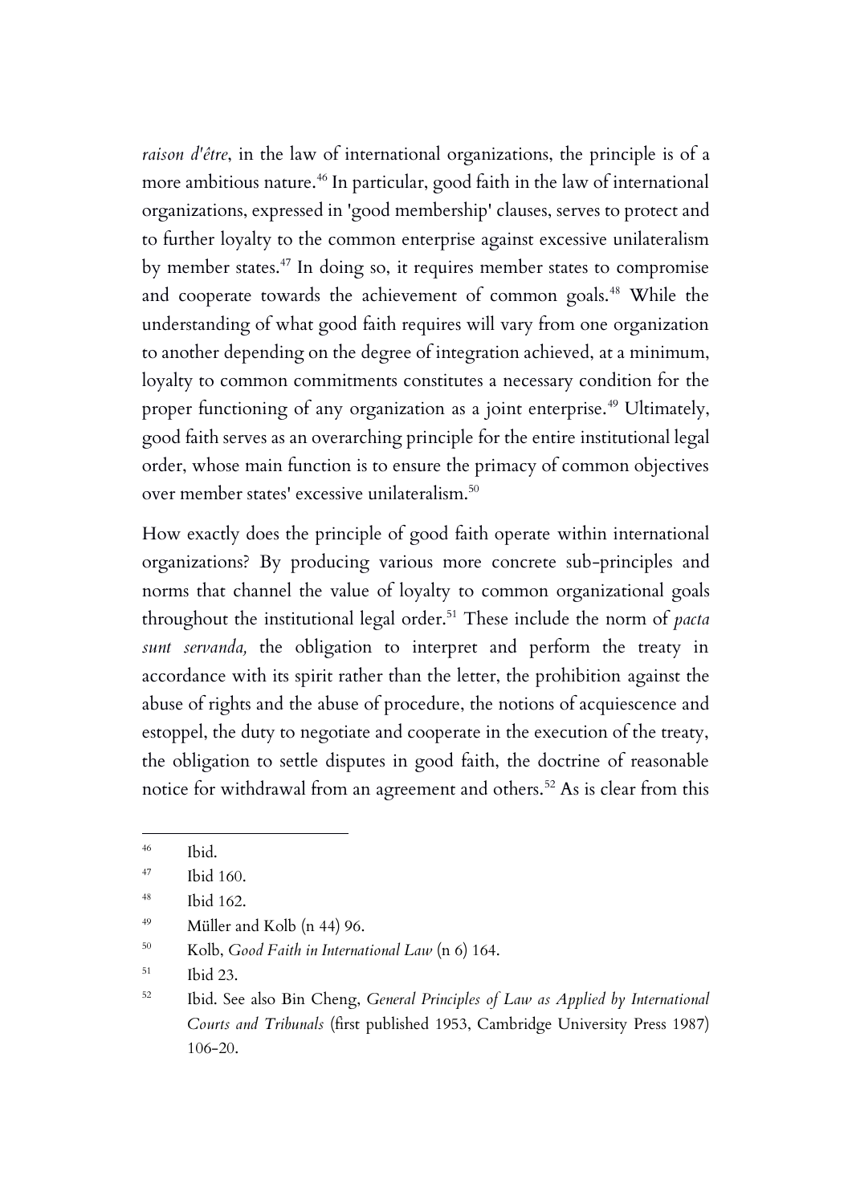*raison d'être*, in the law of international organizations, the principle is of a more ambitious nature.[46] In particular, good faith in the law of international organizations, expressed in 'good membership' clauses, serves to protect and to further loyalty to the common enterprise against excessive unilateralism by member states.[47] In doing so, it requires member states to compromise and cooperate towards the achievement of common goals.[48] While the understanding of what good faith requires will vary from one organization to another depending on the degree of integration achieved, at a minimum, loyalty to common commitments constitutes a necessary condition for the proper functioning of any organization as a joint enterprise.[49] Ultimately, good faith serves as an overarching principle for the entire institutional legal order, whose main function is to ensure the primacy of common objectives over member states' excessive unilateralism.[50]

How exactly does the principle of good faith operate within international organizations? By producing various more concrete sub-principles and norms that channel the value of loyalty to common organizational goals throughout the institutional legal order.[51] These include the norm of *pacta sunt servanda,* the obligation to interpret and perform the treaty in accordance with its spirit rather than the letter, the prohibition against the abuse of rights and the abuse of procedure, the notions of acquiescence and estoppel, the duty to negotiate and cooperate in the execution of the treaty, the obligation to settle disputes in good faith, the doctrine of reasonable notice for withdrawal from an agreement and others.[52] As is clear from this

---

[46] Ibid.

[47] Ibid 160.

[48] Ibid 162.

[49] Müller and Kolb (n 44) 96.

[50] Kolb, *Good Faith in International Law* (n 6) 164.

[51] Ibid 23.

[52] Ibid. See also Bin Cheng, *General Principles of Law as Applied by International Courts and Tribunals* (first published 1953, Cambridge University Press 1987) 106-20.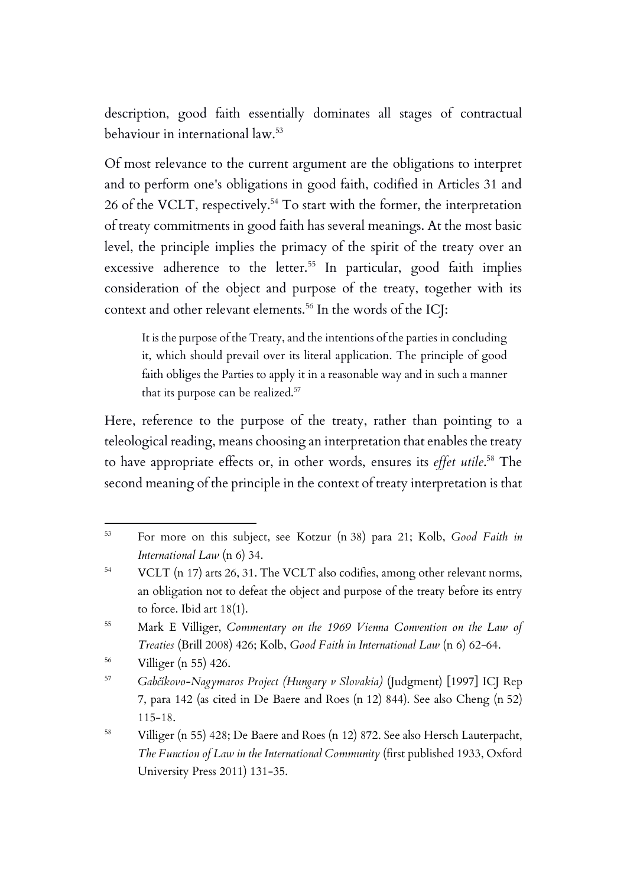description, good faith essentially dominates all stages of contractual behaviour in international law.[53]

Of most relevance to the current argument are the obligations to interpret and to perform one's obligations in good faith, codified in Articles 31 and 26 of the VCLT, respectively.[54] To start with the former, the interpretation of treaty commitments in good faith has several meanings. At the most basic level, the principle implies the primacy of the spirit of the treaty over an excessive adherence to the letter.[55] In particular, good faith implies consideration of the object and purpose of the treaty, together with its context and other relevant elements.[56] In the words of the ICJ:

> It is the purpose of the Treaty, and the intentions of the parties in concluding it, which should prevail over its literal application. The principle of good faith obliges the Parties to apply it in a reasonable way and in such a manner that its purpose can be realized.[57]

Here, reference to the purpose of the treaty, rather than pointing to a teleological reading, means choosing an interpretation that enables the treaty to have appropriate effects or, in other words, ensures its *effet utile*.[58] The second meaning of the principle in the context of treaty interpretation is that

---

[53] For more on this subject, see Kotzur (n 38) para 21; Kolb, *Good Faith in International Law* (n 6) 34.

[54] VCLT (n 17) arts 26, 31. The VCLT also codifies, among other relevant norms, an obligation not to defeat the object and purpose of the treaty before its entry to force. Ibid art 18(1).

[55] Mark E Villiger, *Commentary on the 1969 Vienna Convention on the Law of Treaties* (Brill 2008) 426; Kolb, *Good Faith in International Law* (n 6) 62-64.

[56] Villiger (n 55) 426.

[57] *Gabčíkovo-Nagymaros Project (Hungary v Slovakia)* (Judgment) [1997] ICJ Rep 7, para 142 (as cited in De Baere and Roes (n 12) 844). See also Cheng (n 52) 115-18.

[58] Villiger (n 55) 428; De Baere and Roes (n 12) 872. See also Hersch Lauterpacht, *The Function of Law in the International Community* (first published 1933, Oxford University Press 2011) 131-35.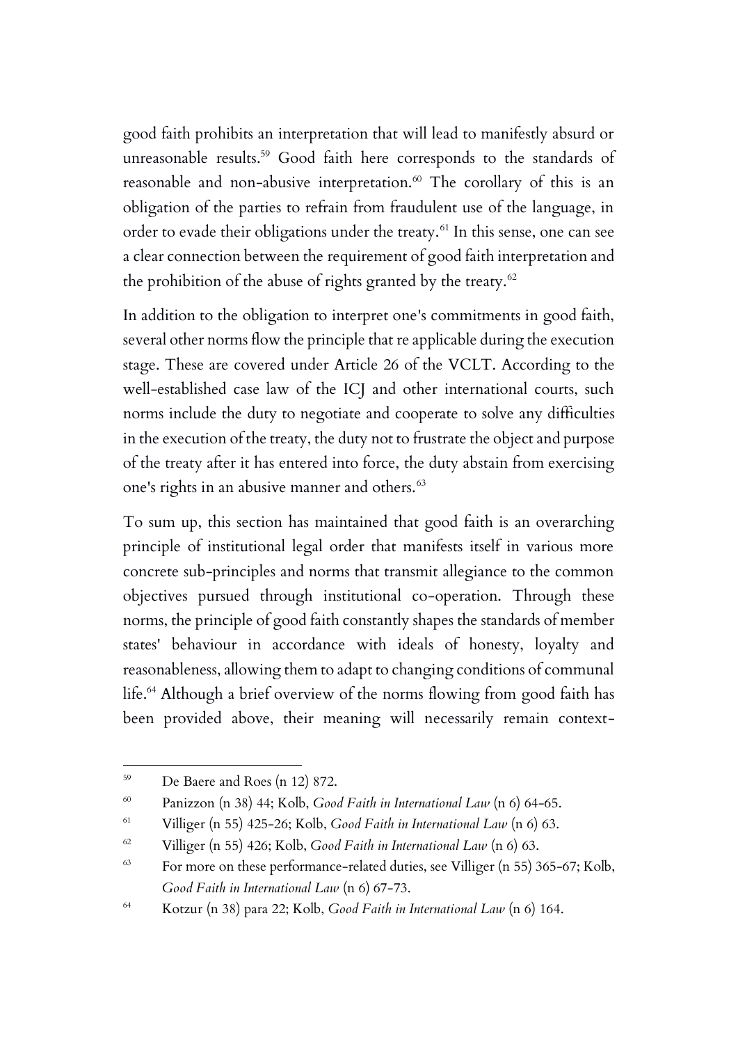good faith prohibits an interpretation that will lead to manifestly absurd or unreasonable results.[59] Good faith here corresponds to the standards of reasonable and non-abusive interpretation.[60] The corollary of this is an obligation of the parties to refrain from fraudulent use of the language, in order to evade their obligations under the treaty.[61] In this sense, one can see a clear connection between the requirement of good faith interpretation and the prohibition of the abuse of rights granted by the treaty.[62]

In addition to the obligation to interpret one's commitments in good faith, several other norms flow the principle that re applicable during the execution stage. These are covered under Article 26 of the VCLT. According to the well-established case law of the ICJ and other international courts, such norms include the duty to negotiate and cooperate to solve any difficulties in the execution of the treaty, the duty not to frustrate the object and purpose of the treaty after it has entered into force, the duty abstain from exercising one's rights in an abusive manner and others.[63]

To sum up, this section has maintained that good faith is an overarching principle of institutional legal order that manifests itself in various more concrete sub-principles and norms that transmit allegiance to the common objectives pursued through institutional co-operation. Through these norms, the principle of good faith constantly shapes the standards of member states' behaviour in accordance with ideals of honesty, loyalty and reasonableness, allowing them to adapt to changing conditions of communal life.[64] Although a brief overview of the norms flowing from good faith has been provided above, their meaning will necessarily remain context-

---

[59] De Baere and Roes (n 12) 872.

[60] Panizzon (n 38) 44; Kolb, *Good Faith in International Law* (n 6) 64-65.

[61] Villiger (n 55) 425-26; Kolb, *Good Faith in International Law* (n 6) 63.

[62] Villiger (n 55) 426; Kolb, *Good Faith in International Law* (n 6) 63.

[63] For more on these performance-related duties, see Villiger (n 55) 365-67; Kolb, *Good Faith in International Law* (n 6) 67-73.

[64] Kotzur (n 38) para 22; Kolb, *Good Faith in International Law* (n 6) 164.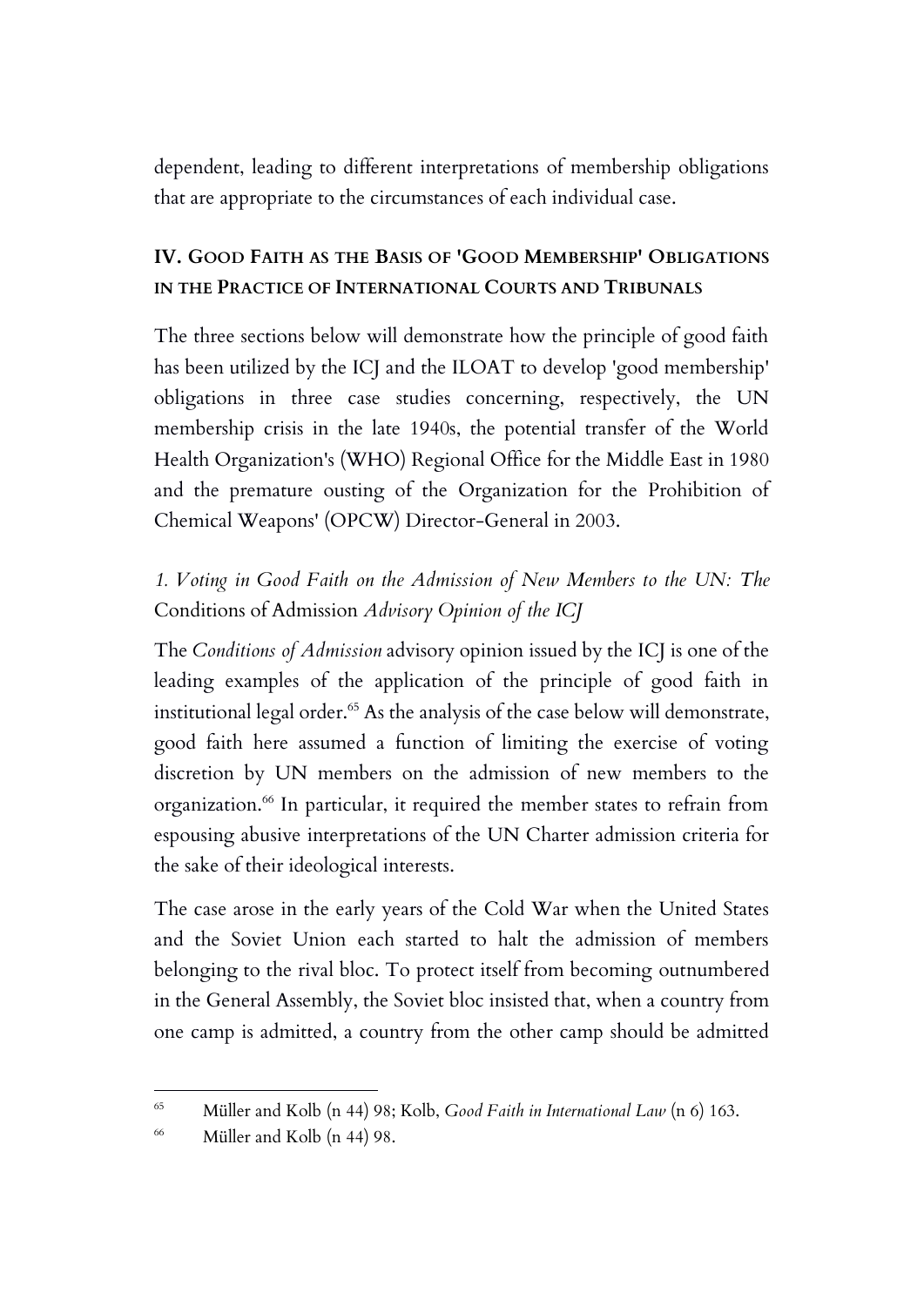dependent, leading to different interpretations of membership obligations that are appropriate to the circumstances of each individual case.

## IV. Good Faith as the Basis of 'Good Membership' Obligations in the Practice of International Courts and Tribunals

The three sections below will demonstrate how the principle of good faith has been utilized by the ICJ and the ILOAT to develop 'good membership' obligations in three case studies concerning, respectively, the UN membership crisis in the late 1940s, the potential transfer of the World Health Organization's (WHO) Regional Office for the Middle East in 1980 and the premature ousting of the Organization for the Prohibition of Chemical Weapons' (OPCW) Director-General in 2003.

### *1. Voting in Good Faith on the Admission of New Members to the UN: The* Conditions of Admission *Advisory Opinion of the ICJ*

The *Conditions of Admission* advisory opinion issued by the ICJ is one of the leading examples of the application of the principle of good faith in institutional legal order.[65] As the analysis of the case below will demonstrate, good faith here assumed a function of limiting the exercise of voting discretion by UN members on the admission of new members to the organization.[66] In particular, it required the member states to refrain from espousing abusive interpretations of the UN Charter admission criteria for the sake of their ideological interests.

The case arose in the early years of the Cold War when the United States and the Soviet Union each started to halt the admission of members belonging to the rival bloc. To protect itself from becoming outnumbered in the General Assembly, the Soviet bloc insisted that, when a country from one camp is admitted, a country from the other camp should be admitted

---

[65] Müller and Kolb (n 44) 98; Kolb, *Good Faith in International Law* (n 6) 163.

[66] Müller and Kolb (n 44) 98.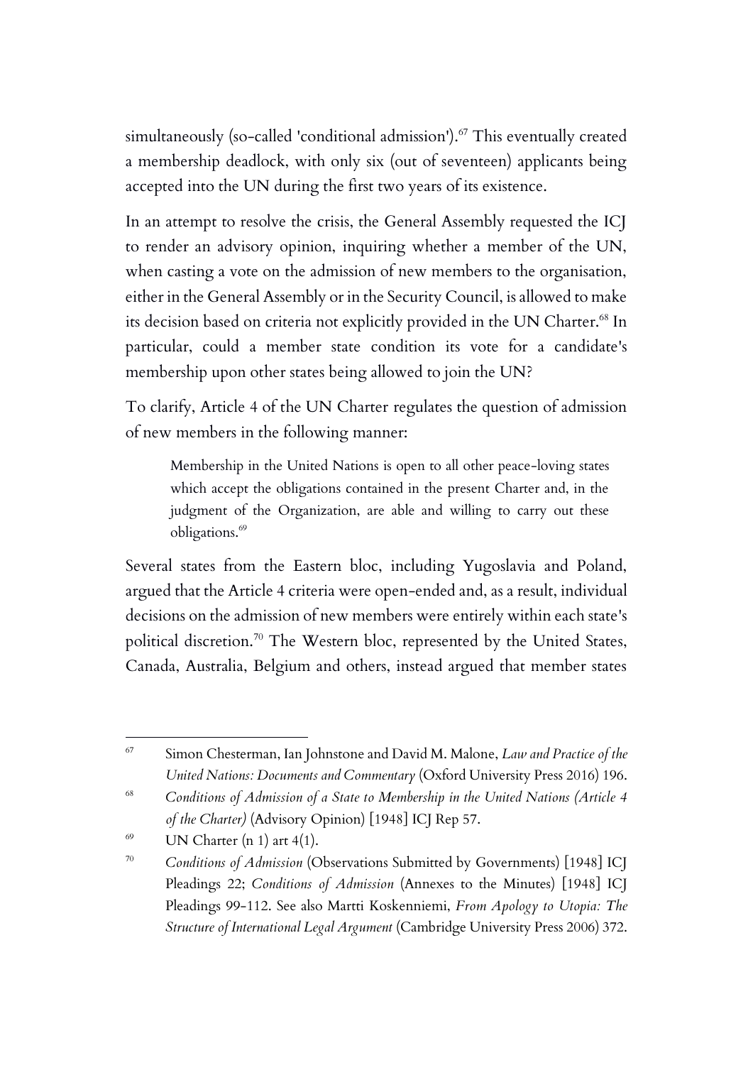simultaneously (so-called 'conditional admission').[67] This eventually created a membership deadlock, with only six (out of seventeen) applicants being accepted into the UN during the first two years of its existence.

In an attempt to resolve the crisis, the General Assembly requested the ICJ to render an advisory opinion, inquiring whether a member of the UN, when casting a vote on the admission of new members to the organisation, either in the General Assembly or in the Security Council, is allowed to make its decision based on criteria not explicitly provided in the UN Charter.[68] In particular, could a member state condition its vote for a candidate's membership upon other states being allowed to join the UN?

To clarify, Article 4 of the UN Charter regulates the question of admission of new members in the following manner:

> Membership in the United Nations is open to all other peace-loving states which accept the obligations contained in the present Charter and, in the judgment of the Organization, are able and willing to carry out these obligations.[69]

Several states from the Eastern bloc, including Yugoslavia and Poland, argued that the Article 4 criteria were open-ended and, as a result, individual decisions on the admission of new members were entirely within each state's political discretion.[70] The Western bloc, represented by the United States, Canada, Australia, Belgium and others, instead argued that member states

---

[67] Simon Chesterman, Ian Johnstone and David M. Malone, *Law and Practice of the United Nations: Documents and Commentary* (Oxford University Press 2016) 196.

[68] *Conditions of Admission of a State to Membership in the United Nations (Article 4 of the Charter)* (Advisory Opinion) [1948] ICJ Rep 57.

[69] UN Charter (n 1) art 4(1).

[70] *Conditions of Admission* (Observations Submitted by Governments) [1948] ICJ Pleadings 22; *Conditions of Admission* (Annexes to the Minutes) [1948] ICJ Pleadings 99-112. See also Martti Koskenniemi, *From Apology to Utopia: The Structure of International Legal Argument* (Cambridge University Press 2006) 372.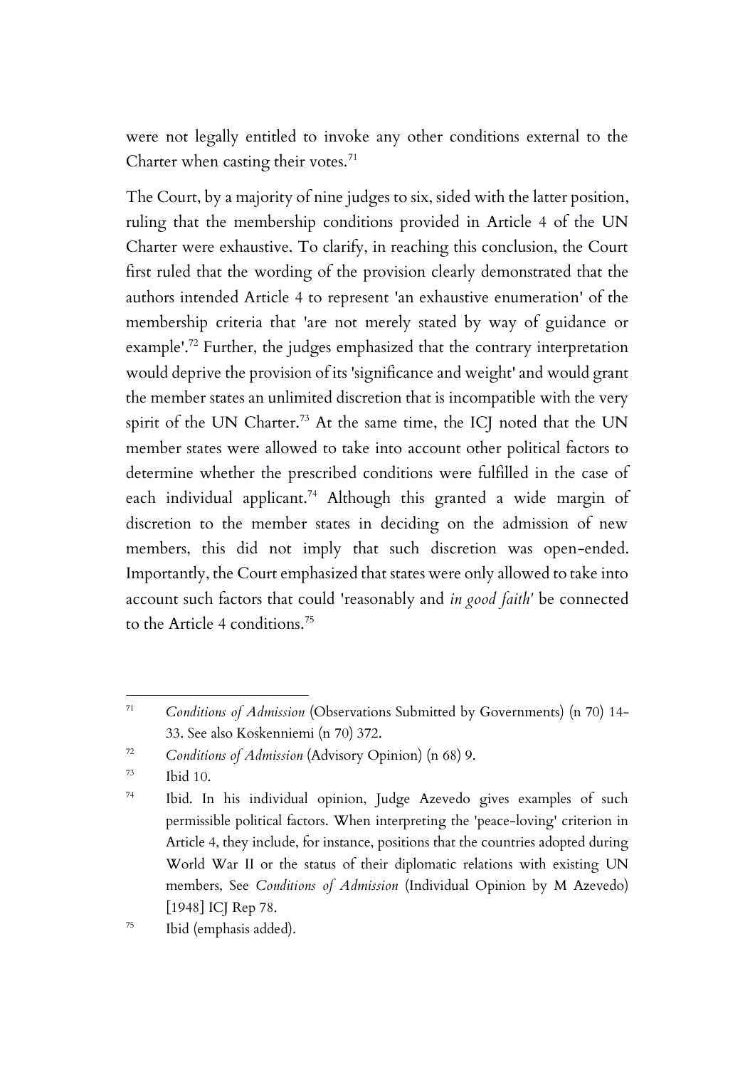were not legally entitled to invoke any other conditions external to the Charter when casting their votes.[71]

The Court, by a majority of nine judges to six, sided with the latter position, ruling that the membership conditions provided in Article 4 of the UN Charter were exhaustive. To clarify, in reaching this conclusion, the Court first ruled that the wording of the provision clearly demonstrated that the authors intended Article 4 to represent 'an exhaustive enumeration' of the membership criteria that 'are not merely stated by way of guidance or example'.[72] Further, the judges emphasized that the contrary interpretation would deprive the provision of its 'significance and weight' and would grant the member states an unlimited discretion that is incompatible with the very spirit of the UN Charter.[73] At the same time, the ICJ noted that the UN member states were allowed to take into account other political factors to determine whether the prescribed conditions were fulfilled in the case of each individual applicant.[74] Although this granted a wide margin of discretion to the member states in deciding on the admission of new members, this did not imply that such discretion was open-ended. Importantly, the Court emphasized that states were only allowed to take into account such factors that could 'reasonably and *in good faith*' be connected to the Article 4 conditions.[75]

---

[71] *Conditions of Admission* (Observations Submitted by Governments) (n 70) 14-33. See also Koskenniemi (n 70) 372.

[72] *Conditions of Admission* (Advisory Opinion) (n 68) 9.

[73] Ibid 10.

[74] Ibid. In his individual opinion, Judge Azevedo gives examples of such permissible political factors. When interpreting the 'peace-loving' criterion in Article 4, they include, for instance, positions that the countries adopted during World War II or the status of their diplomatic relations with existing UN members, See *Conditions of Admission* (Individual Opinion by M Azevedo) [1948] ICJ Rep 78.

[75] Ibid (emphasis added).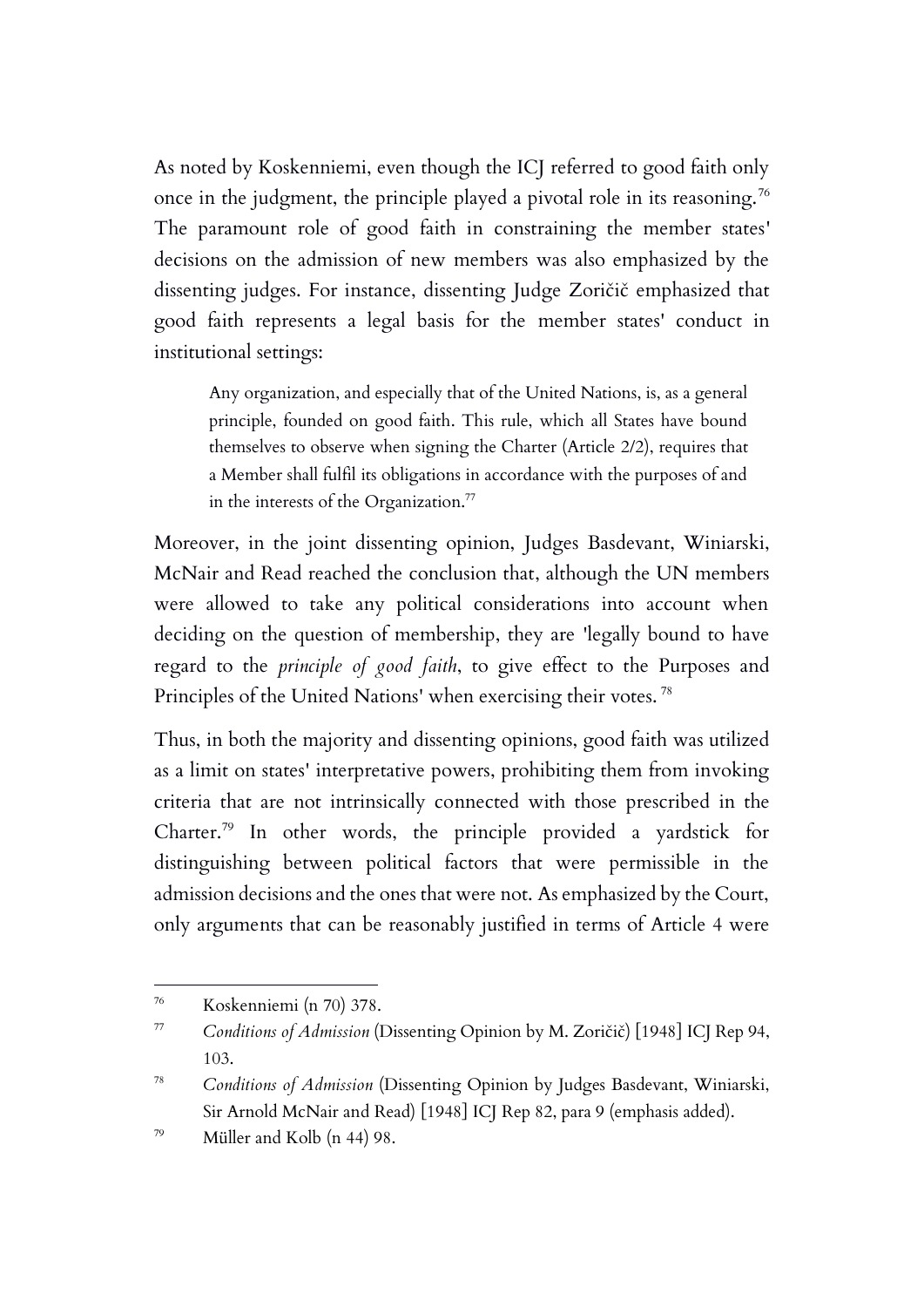As noted by Koskenniemi, even though the ICJ referred to good faith only once in the judgment, the principle played a pivotal role in its reasoning.[76] The paramount role of good faith in constraining the member states' decisions on the admission of new members was also emphasized by the dissenting judges. For instance, dissenting Judge Zoričič emphasized that good faith represents a legal basis for the member states' conduct in institutional settings:

> Any organization, and especially that of the United Nations, is, as a general principle, founded on good faith. This rule, which all States have bound themselves to observe when signing the Charter (Article 2/2), requires that a Member shall fulfil its obligations in accordance with the purposes of and in the interests of the Organization.[77]

Moreover, in the joint dissenting opinion, Judges Basdevant, Winiarski, McNair and Read reached the conclusion that, although the UN members were allowed to take any political considerations into account when deciding on the question of membership, they are 'legally bound to have regard to the *principle of good faith*, to give effect to the Purposes and Principles of the United Nations' when exercising their votes.[78]

Thus, in both the majority and dissenting opinions, good faith was utilized as a limit on states' interpretative powers, prohibiting them from invoking criteria that are not intrinsically connected with those prescribed in the Charter.[79] In other words, the principle provided a yardstick for distinguishing between political factors that were permissible in the admission decisions and the ones that were not. As emphasized by the Court, only arguments that can be reasonably justified in terms of Article 4 were

---

[76] Koskenniemi (n 70) 378.

[77] *Conditions of Admission* (Dissenting Opinion by M. Zoričič) [1948] ICJ Rep 94, 103.

[78] *Conditions of Admission* (Dissenting Opinion by Judges Basdevant, Winiarski, Sir Arnold McNair and Read) [1948] ICJ Rep 82, para 9 (emphasis added).

[79] Müller and Kolb (n 44) 98.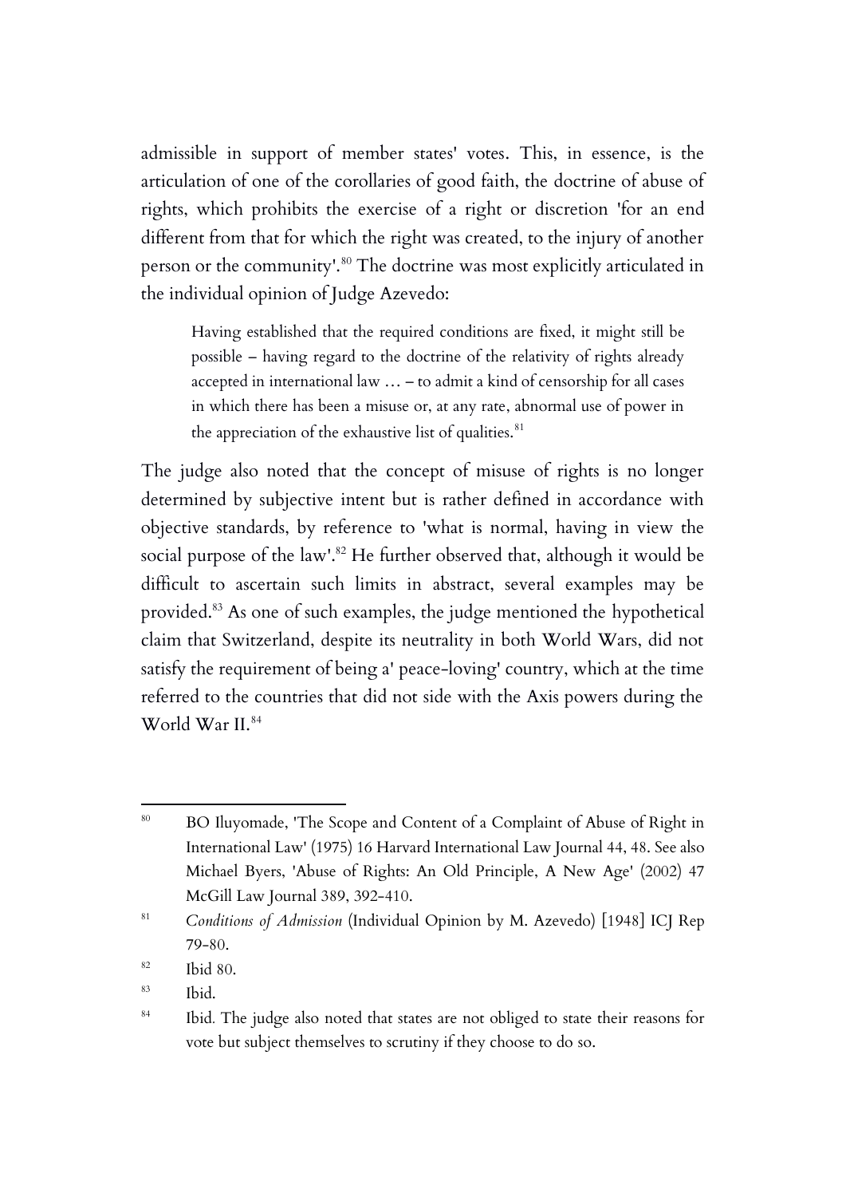admissible in support of member states' votes. This, in essence, is the articulation of one of the corollaries of good faith, the doctrine of abuse of rights, which prohibits the exercise of a right or discretion 'for an end different from that for which the right was created, to the injury of another person or the community'.[80] The doctrine was most explicitly articulated in the individual opinion of Judge Azevedo:

> Having established that the required conditions are fixed, it might still be possible – having regard to the doctrine of the relativity of rights already accepted in international law … – to admit a kind of censorship for all cases in which there has been a misuse or, at any rate, abnormal use of power in the appreciation of the exhaustive list of qualities.[81]

The judge also noted that the concept of misuse of rights is no longer determined by subjective intent but is rather defined in accordance with objective standards, by reference to 'what is normal, having in view the social purpose of the law'.[82] He further observed that, although it would be difficult to ascertain such limits in abstract, several examples may be provided.[83] As one of such examples, the judge mentioned the hypothetical claim that Switzerland, despite its neutrality in both World Wars, did not satisfy the requirement of being a' peace-loving' country, which at the time referred to the countries that did not side with the Axis powers during the World War II.[84]

---

[80] BO Iluyomade, 'The Scope and Content of a Complaint of Abuse of Right in International Law' (1975) 16 Harvard International Law Journal 44, 48. See also Michael Byers, 'Abuse of Rights: An Old Principle, A New Age' (2002) 47 McGill Law Journal 389, 392-410.

[81] *Conditions of Admission* (Individual Opinion by M. Azevedo) [1948] ICJ Rep 79-80.

[82] Ibid 80.

[83] Ibid.

[84] Ibid. The judge also noted that states are not obliged to state their reasons for vote but subject themselves to scrutiny if they choose to do so.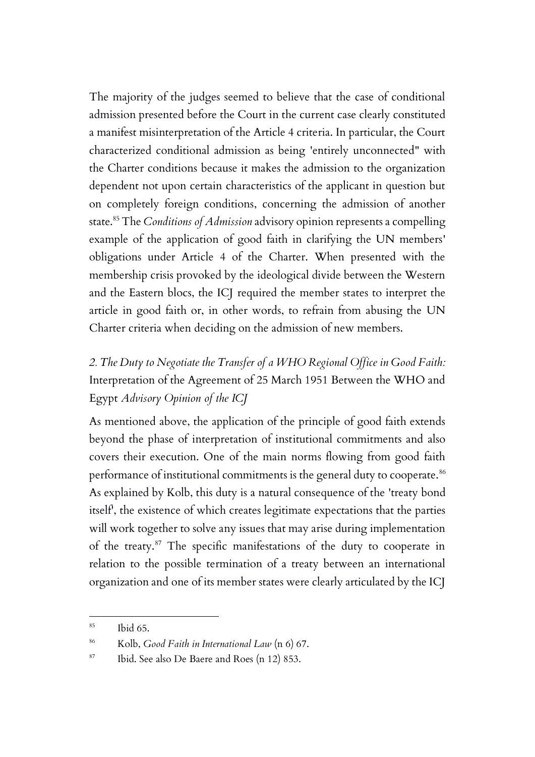The majority of the judges seemed to believe that the case of conditional admission presented before the Court in the current case clearly constituted a manifest misinterpretation of the Article 4 criteria. In particular, the Court characterized conditional admission as being 'entirely unconnected" with the Charter conditions because it makes the admission to the organization dependent not upon certain characteristics of the applicant in question but on completely foreign conditions, concerning the admission of another state.[85] The *Conditions of Admission* advisory opinion represents a compelling example of the application of good faith in clarifying the UN members' obligations under Article 4 of the Charter. When presented with the membership crisis provoked by the ideological divide between the Western and the Eastern blocs, the ICJ required the member states to interpret the article in good faith or, in other words, to refrain from abusing the UN Charter criteria when deciding on the admission of new members.

### *2. The Duty to Negotiate the Transfer of a WHO Regional Office in Good Faith:* Interpretation of the Agreement of 25 March 1951 Between the WHO and Egypt *Advisory Opinion of the ICJ*

As mentioned above, the application of the principle of good faith extends beyond the phase of interpretation of institutional commitments and also covers their execution. One of the main norms flowing from good faith performance of institutional commitments is the general duty to cooperate.[86] As explained by Kolb, this duty is a natural consequence of the 'treaty bond itself', the existence of which creates legitimate expectations that the parties will work together to solve any issues that may arise during implementation of the treaty.[87] The specific manifestations of the duty to cooperate in relation to the possible termination of a treaty between an international organization and one of its member states were clearly articulated by the ICJ

---

[85] Ibid 65.

[86] Kolb, *Good Faith in International Law* (n 6) 67.

[87] Ibid. See also De Baere and Roes (n 12) 853.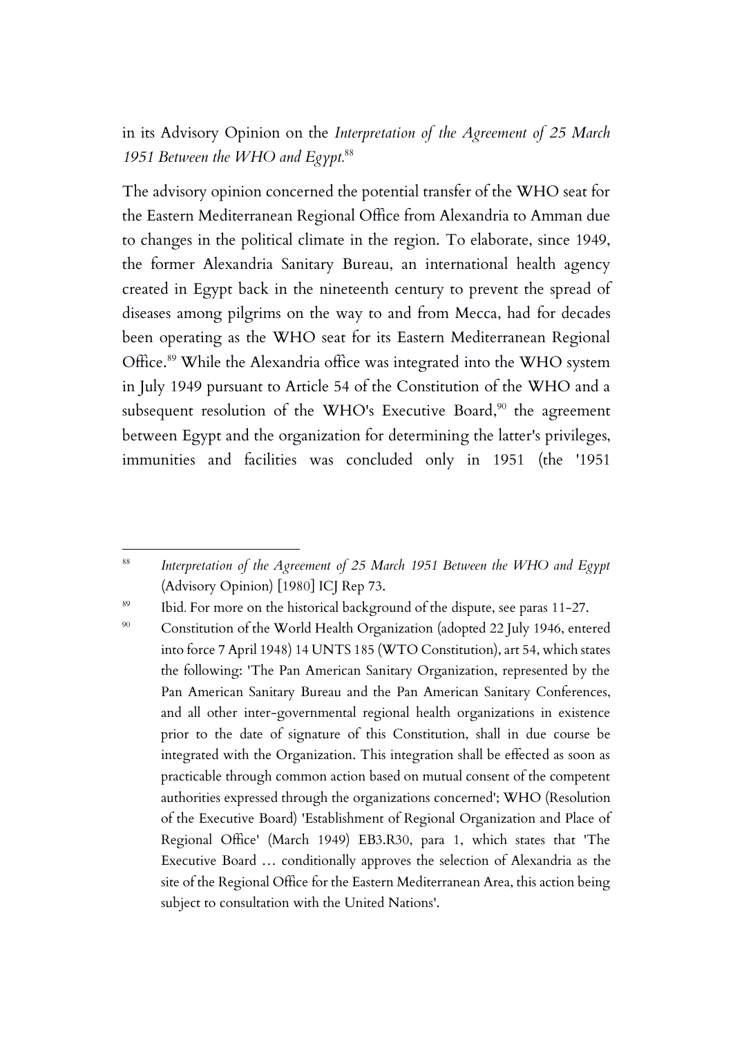in its Advisory Opinion on the *Interpretation of the Agreement of 25 March 1951 Between the WHO and Egypt*.[88]

The advisory opinion concerned the potential transfer of the WHO seat for the Eastern Mediterranean Regional Office from Alexandria to Amman due to changes in the political climate in the region. To elaborate, since 1949, the former Alexandria Sanitary Bureau, an international health agency created in Egypt back in the nineteenth century to prevent the spread of diseases among pilgrims on the way to and from Mecca, had for decades been operating as the WHO seat for its Eastern Mediterranean Regional Office.[89] While the Alexandria office was integrated into the WHO system in July 1949 pursuant to Article 54 of the Constitution of the WHO and a subsequent resolution of the WHO's Executive Board,[90] the agreement between Egypt and the organization for determining the latter's privileges, immunities and facilities was concluded only in 1951 (the '1951

---

[88] *Interpretation of the Agreement of 25 March 1951 Between the WHO and Egypt* (Advisory Opinion) [1980] ICJ Rep 73.

[89] Ibid. For more on the historical background of the dispute, see paras 11-27.

[90] Constitution of the World Health Organization (adopted 22 July 1946, entered into force 7 April 1948) 14 UNTS 185 (WTO Constitution), art 54, which states the following: 'The Pan American Sanitary Organization, represented by the Pan American Sanitary Bureau and the Pan American Sanitary Conferences, and all other inter-governmental regional health organizations in existence prior to the date of signature of this Constitution, shall in due course be integrated with the Organization. This integration shall be effected as soon as practicable through common action based on mutual consent of the competent authorities expressed through the organizations concerned'; WHO (Resolution of the Executive Board) 'Establishment of Regional Organization and Place of Regional Office' (March 1949) EB3.R30, para 1, which states that 'The Executive Board … conditionally approves the selection of Alexandria as the site of the Regional Office for the Eastern Mediterranean Area, this action being subject to consultation with the United Nations'.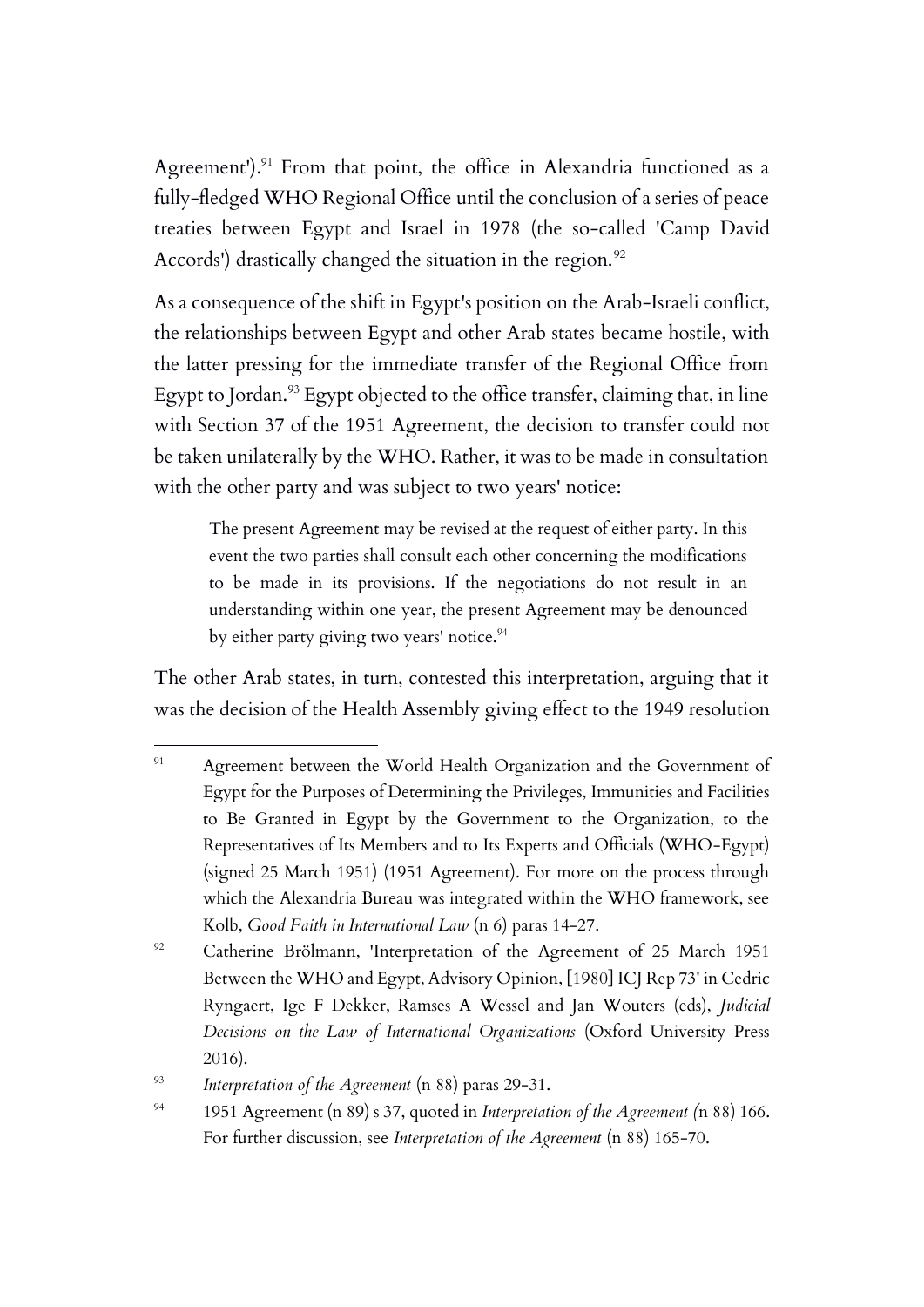Agreement').[91] From that point, the office in Alexandria functioned as a fully-fledged WHO Regional Office until the conclusion of a series of peace treaties between Egypt and Israel in 1978 (the so-called 'Camp David Accords') drastically changed the situation in the region.[92]

As a consequence of the shift in Egypt's position on the Arab-Israeli conflict, the relationships between Egypt and other Arab states became hostile, with the latter pressing for the immediate transfer of the Regional Office from Egypt to Jordan.[93] Egypt objected to the office transfer, claiming that, in line with Section 37 of the 1951 Agreement, the decision to transfer could not be taken unilaterally by the WHO. Rather, it was to be made in consultation with the other party and was subject to two years' notice:

> The present Agreement may be revised at the request of either party. In this event the two parties shall consult each other concerning the modifications to be made in its provisions. If the negotiations do not result in an understanding within one year, the present Agreement may be denounced by either party giving two years' notice.[94]

The other Arab states, in turn, contested this interpretation, arguing that it was the decision of the Health Assembly giving effect to the 1949 resolution

---

[91] Agreement between the World Health Organization and the Government of Egypt for the Purposes of Determining the Privileges, Immunities and Facilities to Be Granted in Egypt by the Government to the Organization, to the Representatives of Its Members and to Its Experts and Officials (WHO-Egypt) (signed 25 March 1951) (1951 Agreement). For more on the process through which the Alexandria Bureau was integrated within the WHO framework, see Kolb, *Good Faith in International Law* (n 6) paras 14-27.

[92] Catherine Brölmann, 'Interpretation of the Agreement of 25 March 1951 Between the WHO and Egypt, Advisory Opinion, [1980] ICJ Rep 73' in Cedric Ryngaert, Ige F Dekker, Ramses A Wessel and Jan Wouters (eds), *Judicial Decisions on the Law of International Organizations* (Oxford University Press 2016).

[93] *Interpretation of the Agreement* (n 88) paras 29-31.

[94] 1951 Agreement (n 89) s 37, quoted in *Interpretation of the Agreement (*n 88) 166. For further discussion, see *Interpretation of the Agreement* (n 88) 165-70.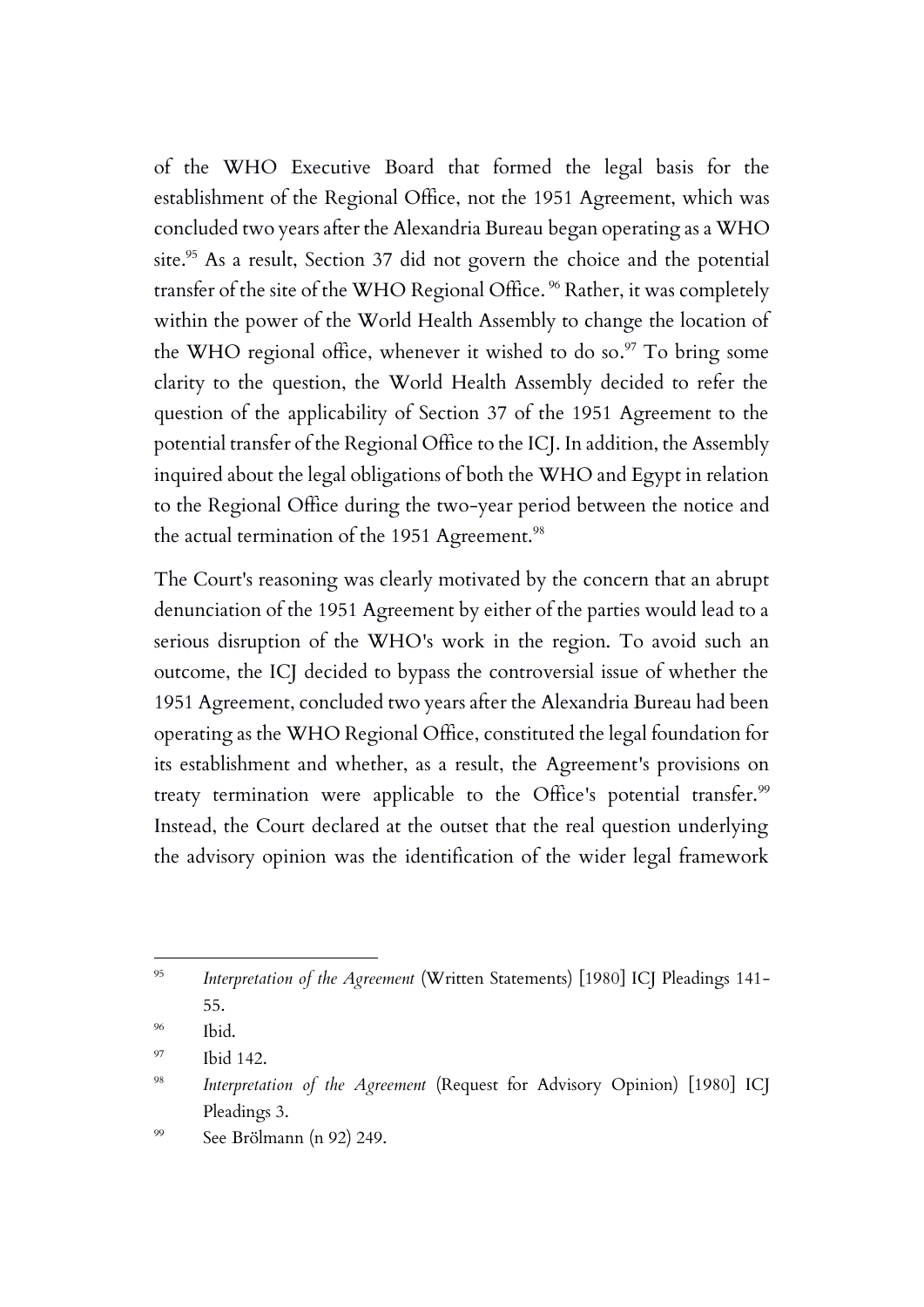of the WHO Executive Board that formed the legal basis for the establishment of the Regional Office, not the 1951 Agreement, which was concluded two years after the Alexandria Bureau began operating as a WHO site.[95] As a result, Section 37 did not govern the choice and the potential transfer of the site of the WHO Regional Office.[96] Rather, it was completely within the power of the World Health Assembly to change the location of the WHO regional office, whenever it wished to do so.[97] To bring some clarity to the question, the World Health Assembly decided to refer the question of the applicability of Section 37 of the 1951 Agreement to the potential transfer of the Regional Office to the ICJ. In addition, the Assembly inquired about the legal obligations of both the WHO and Egypt in relation to the Regional Office during the two-year period between the notice and the actual termination of the 1951 Agreement.[98]

The Court's reasoning was clearly motivated by the concern that an abrupt denunciation of the 1951 Agreement by either of the parties would lead to a serious disruption of the WHO's work in the region. To avoid such an outcome, the ICJ decided to bypass the controversial issue of whether the 1951 Agreement, concluded two years after the Alexandria Bureau had been operating as the WHO Regional Office, constituted the legal foundation for its establishment and whether, as a result, the Agreement's provisions on treaty termination were applicable to the Office's potential transfer.[99] Instead, the Court declared at the outset that the real question underlying the advisory opinion was the identification of the wider legal framework

---

[95] *Interpretation of the Agreement* (Written Statements) [1980] ICJ Pleadings 141-55.

[96] Ibid.

[97] Ibid 142.

[98] *Interpretation of the Agreement* (Request for Advisory Opinion) [1980] ICJ Pleadings 3.

[99] See Brölmann (n 92) 249.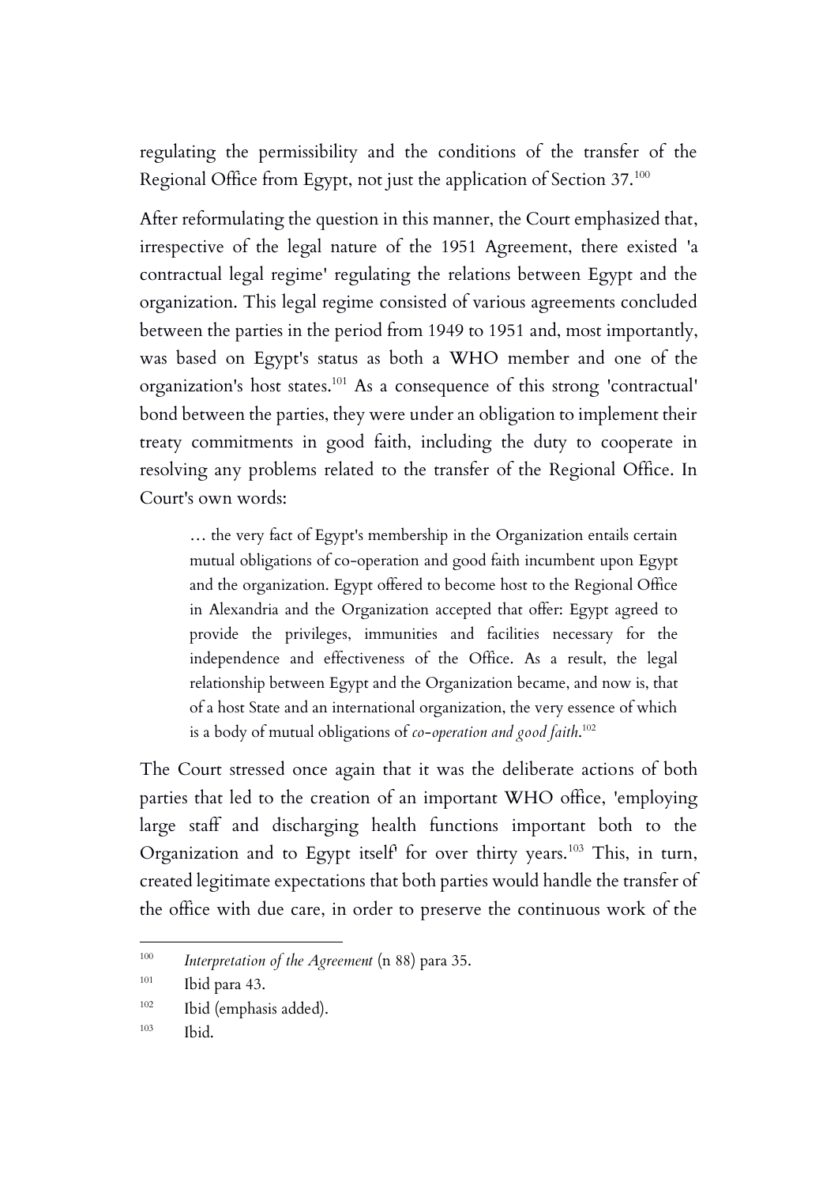regulating the permissibility and the conditions of the transfer of the Regional Office from Egypt, not just the application of Section 37.[100]

After reformulating the question in this manner, the Court emphasized that, irrespective of the legal nature of the 1951 Agreement, there existed 'a contractual legal regime' regulating the relations between Egypt and the organization. This legal regime consisted of various agreements concluded between the parties in the period from 1949 to 1951 and, most importantly, was based on Egypt's status as both a WHO member and one of the organization's host states.[101] As a consequence of this strong 'contractual' bond between the parties, they were under an obligation to implement their treaty commitments in good faith, including the duty to cooperate in resolving any problems related to the transfer of the Regional Office. In Court's own words:

> … the very fact of Egypt's membership in the Organization entails certain mutual obligations of co-operation and good faith incumbent upon Egypt and the organization. Egypt offered to become host to the Regional Office in Alexandria and the Organization accepted that offer: Egypt agreed to provide the privileges, immunities and facilities necessary for the independence and effectiveness of the Office. As a result, the legal relationship between Egypt and the Organization became, and now is, that of a host State and an international organization, the very essence of which is a body of mutual obligations of *co-operation and good faith*.[102]

The Court stressed once again that it was the deliberate actions of both parties that led to the creation of an important WHO office, 'employing large staff and discharging health functions important both to the Organization and to Egypt itself' for over thirty years.[103] This, in turn, created legitimate expectations that both parties would handle the transfer of the office with due care, in order to preserve the continuous work of the

---

[100] *Interpretation of the Agreement* (n 88) para 35.

[101] Ibid para 43.

[102] Ibid (emphasis added).

[103] Ibid.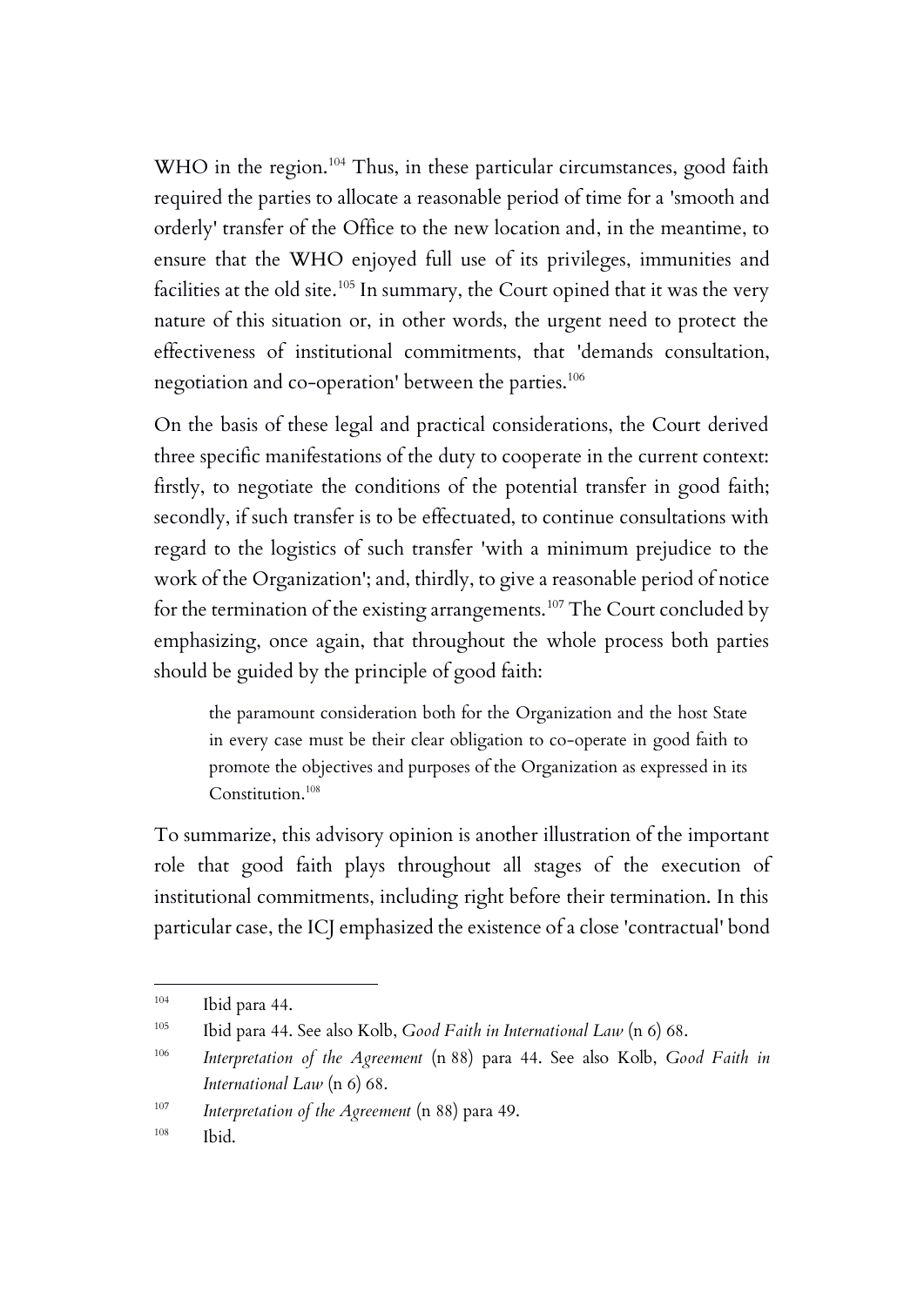WHO in the region.[104] Thus, in these particular circumstances, good faith required the parties to allocate a reasonable period of time for a 'smooth and orderly' transfer of the Office to the new location and, in the meantime, to ensure that the WHO enjoyed full use of its privileges, immunities and facilities at the old site.[105] In summary, the Court opined that it was the very nature of this situation or, in other words, the urgent need to protect the effectiveness of institutional commitments, that 'demands consultation, negotiation and co-operation' between the parties.[106]

On the basis of these legal and practical considerations, the Court derived three specific manifestations of the duty to cooperate in the current context: firstly, to negotiate the conditions of the potential transfer in good faith; secondly, if such transfer is to be effectuated, to continue consultations with regard to the logistics of such transfer 'with a minimum prejudice to the work of the Organization'; and, thirdly, to give a reasonable period of notice for the termination of the existing arrangements.[107] The Court concluded by emphasizing, once again, that throughout the whole process both parties should be guided by the principle of good faith:

> the paramount consideration both for the Organization and the host State in every case must be their clear obligation to co-operate in good faith to promote the objectives and purposes of the Organization as expressed in its Constitution.[108]

To summarize, this advisory opinion is another illustration of the important role that good faith plays throughout all stages of the execution of institutional commitments, including right before their termination. In this particular case, the ICJ emphasized the existence of a close 'contractual' bond

---

[104] Ibid para 44.

[105] Ibid para 44. See also Kolb, *Good Faith in International Law* (n 6) 68.

[106] *Interpretation of the Agreement* (n 88) para 44. See also Kolb, *Good Faith in International Law* (n 6) 68.

[107] *Interpretation of the Agreement* (n 88) para 49.

[108] Ibid.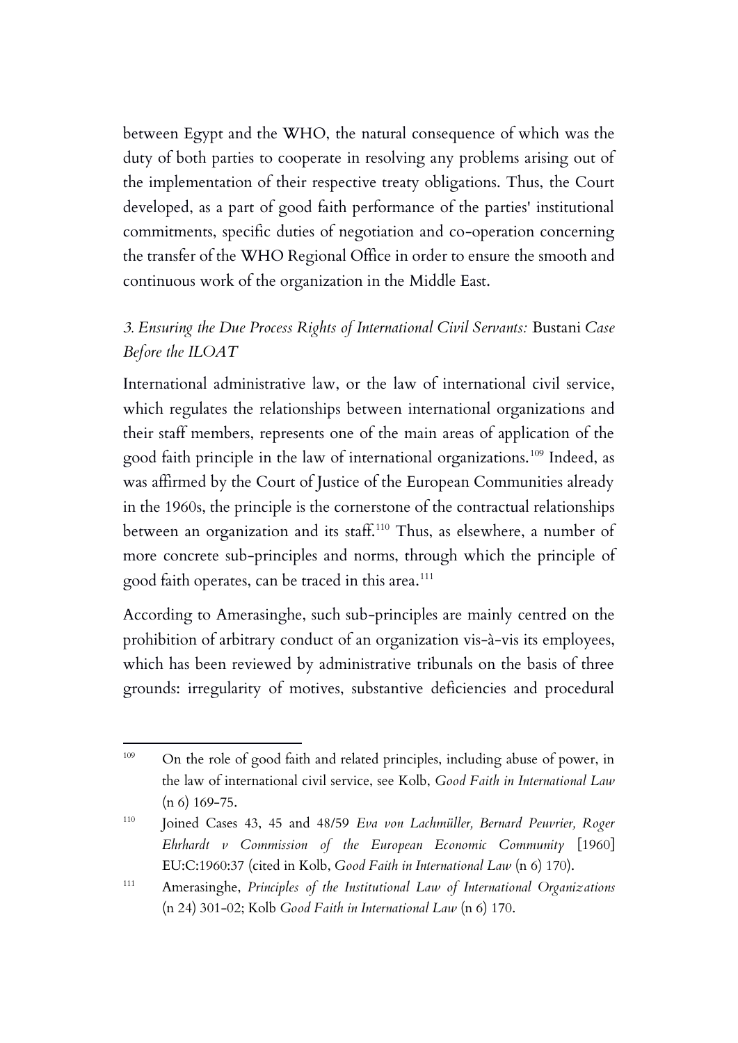between Egypt and the WHO, the natural consequence of which was the duty of both parties to cooperate in resolving any problems arising out of the implementation of their respective treaty obligations. Thus, the Court developed, as a part of good faith performance of the parties' institutional commitments, specific duties of negotiation and co-operation concerning the transfer of the WHO Regional Office in order to ensure the smooth and continuous work of the organization in the Middle East.

### *3. Ensuring the Due Process Rights of International Civil Servants:* Bustani *Case Before the ILOAT*

International administrative law, or the law of international civil service, which regulates the relationships between international organizations and their staff members, represents one of the main areas of application of the good faith principle in the law of international organizations.[109] Indeed, as was affirmed by the Court of Justice of the European Communities already in the 1960s, the principle is the cornerstone of the contractual relationships between an organization and its staff.[110] Thus, as elsewhere, a number of more concrete sub-principles and norms, through which the principle of good faith operates, can be traced in this area.[111]

According to Amerasinghe, such sub-principles are mainly centred on the prohibition of arbitrary conduct of an organization vis-à-vis its employees, which has been reviewed by administrative tribunals on the basis of three grounds: irregularity of motives, substantive deficiencies and procedural

---

[109] On the role of good faith and related principles, including abuse of power, in the law of international civil service, see Kolb, *Good Faith in International Law* (n 6) 169-75.

[110] Joined Cases 43, 45 and 48/59 *Eva von Lachmüller, Bernard Peuvrier, Roger Ehrhardt v Commission of the European Economic Community* [1960] EU:C:1960:37 (cited in Kolb, *Good Faith in International Law* (n 6) 170).

[111] Amerasinghe, *Principles of the Institutional Law of International Organizations* (n 24) 301-02; Kolb *Good Faith in International Law* (n 6) 170.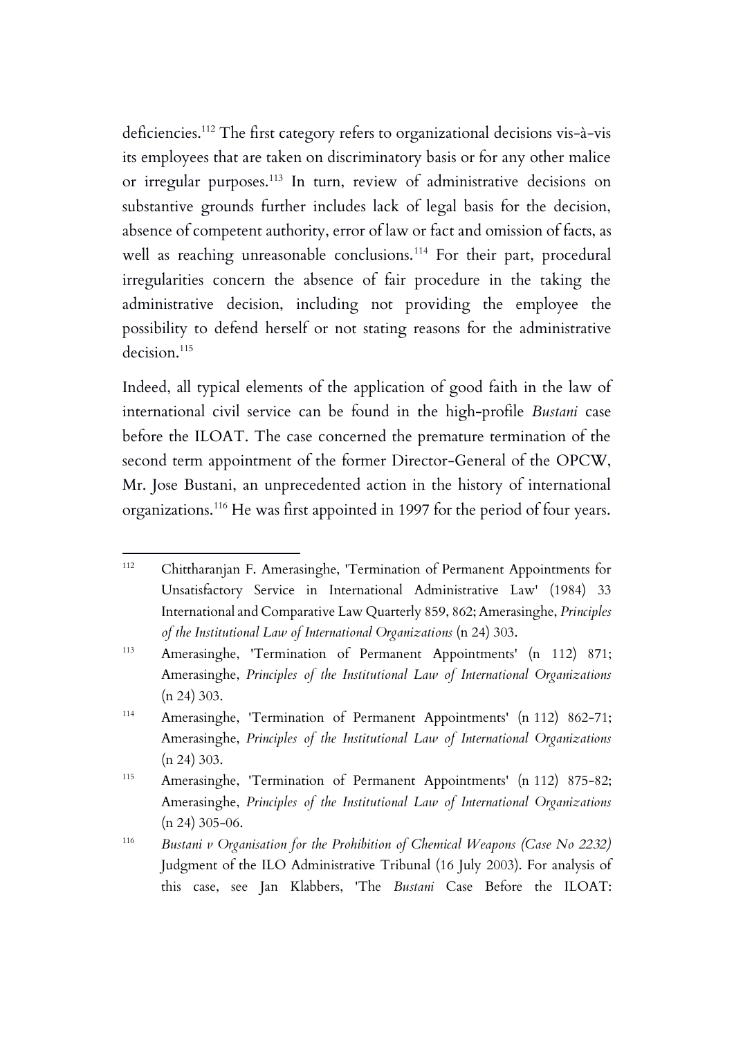deficiencies.[112] The first category refers to organizational decisions vis-à-vis its employees that are taken on discriminatory basis or for any other malice or irregular purposes.[113] In turn, review of administrative decisions on substantive grounds further includes lack of legal basis for the decision, absence of competent authority, error of law or fact and omission of facts, as well as reaching unreasonable conclusions.[114] For their part, procedural irregularities concern the absence of fair procedure in the taking the administrative decision, including not providing the employee the possibility to defend herself or not stating reasons for the administrative decision.[115]

Indeed, all typical elements of the application of good faith in the law of international civil service can be found in the high-profile *Bustani* case before the ILOAT. The case concerned the premature termination of the second term appointment of the former Director-General of the OPCW, Mr. Jose Bustani, an unprecedented action in the history of international organizations.[116] He was first appointed in 1997 for the period of four years.

---

[112] Chittharanjan F. Amerasinghe, 'Termination of Permanent Appointments for Unsatisfactory Service in International Administrative Law' (1984) 33 International and Comparative Law Quarterly 859, 862; Amerasinghe, *Principles of the Institutional Law of International Organizations* (n 24) 303.

[113] Amerasinghe, 'Termination of Permanent Appointments' (n 112) 871; Amerasinghe, *Principles of the Institutional Law of International Organizations* (n 24) 303.

[114] Amerasinghe, 'Termination of Permanent Appointments' (n 112) 862-71; Amerasinghe, *Principles of the Institutional Law of International Organizations* (n 24) 303.

[115] Amerasinghe, 'Termination of Permanent Appointments' (n 112) 875-82; Amerasinghe, *Principles of the Institutional Law of International Organizations* (n 24) 305-06.

[116] *Bustani v Organisation for the Prohibition of Chemical Weapons (Case No 2232)* Judgment of the ILO Administrative Tribunal (16 July 2003). For analysis of this case, see Jan Klabbers, 'The *Bustani* Case Before the ILOAT: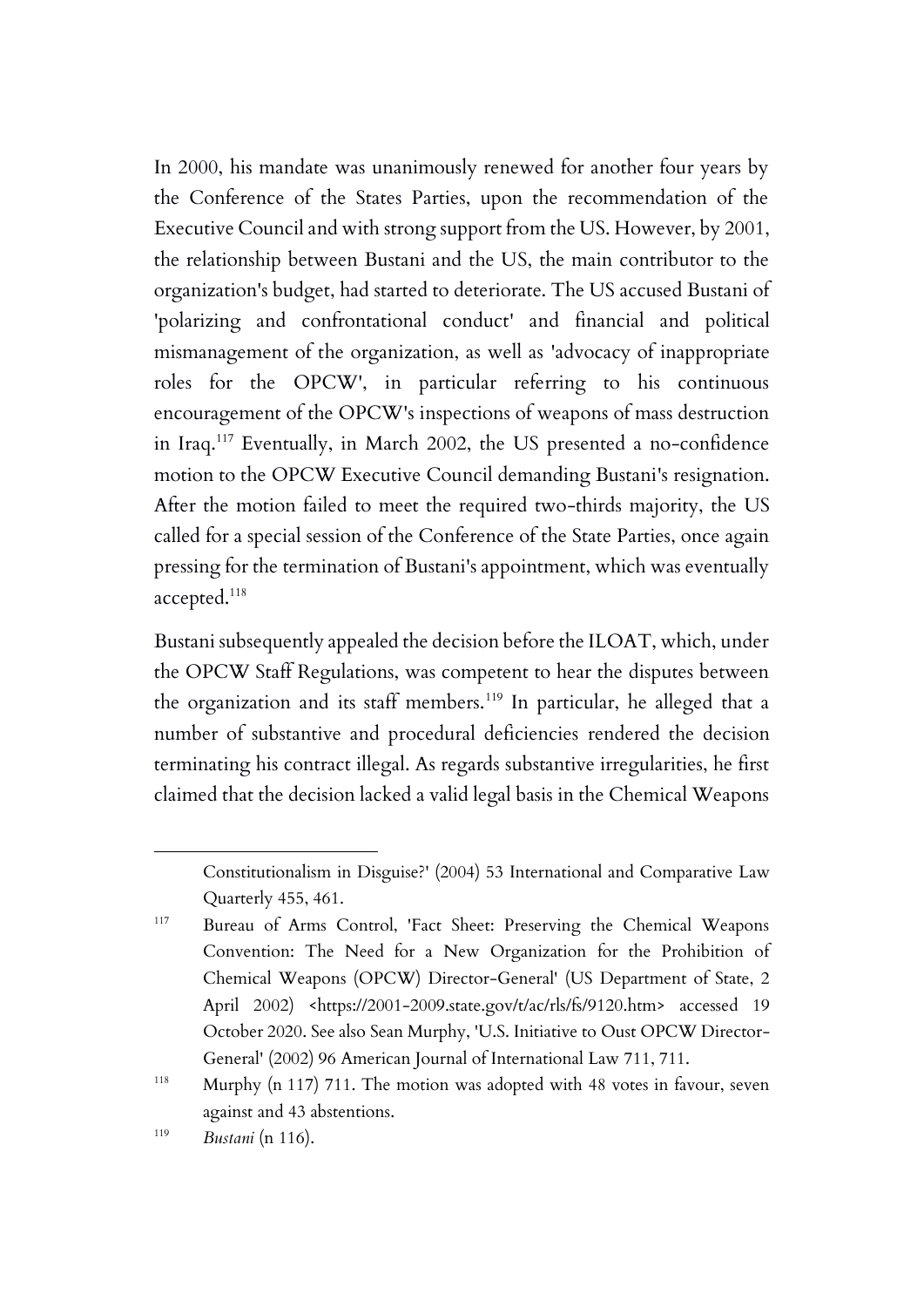In 2000, his mandate was unanimously renewed for another four years by the Conference of the States Parties, upon the recommendation of the Executive Council and with strong support from the US. However, by 2001, the relationship between Bustani and the US, the main contributor to the organization's budget, had started to deteriorate. The US accused Bustani of 'polarizing and confrontational conduct' and financial and political mismanagement of the organization, as well as 'advocacy of inappropriate roles for the OPCW', in particular referring to his continuous encouragement of the OPCW's inspections of weapons of mass destruction in Iraq.[117] Eventually, in March 2002, the US presented a no-confidence motion to the OPCW Executive Council demanding Bustani's resignation. After the motion failed to meet the required two-thirds majority, the US called for a special session of the Conference of the State Parties, once again pressing for the termination of Bustani's appointment, which was eventually accepted.[118]

Bustani subsequently appealed the decision before the ILOAT, which, under the OPCW Staff Regulations, was competent to hear the disputes between the organization and its staff members.[119] In particular, he alleged that a number of substantive and procedural deficiencies rendered the decision terminating his contract illegal. As regards substantive irregularities, he first claimed that the decision lacked a valid legal basis in the Chemical Weapons

---

Constitutionalism in Disguise?' (2004) 53 International and Comparative Law Quarterly 455, 461.

[117] Bureau of Arms Control, 'Fact Sheet: Preserving the Chemical Weapons Convention: The Need for a New Organization for the Prohibition of Chemical Weapons (OPCW) Director-General' (US Department of State, 2 April 2002) <https://2001-2009.state.gov/t/ac/rls/fs/9120.htm> accessed 19 October 2020. See also Sean Murphy, 'U.S. Initiative to Oust OPCW Director-General' (2002) 96 American Journal of International Law 711, 711.

[118] Murphy (n 117) 711. The motion was adopted with 48 votes in favour, seven against and 43 abstentions.

[119] *Bustani* (n 116).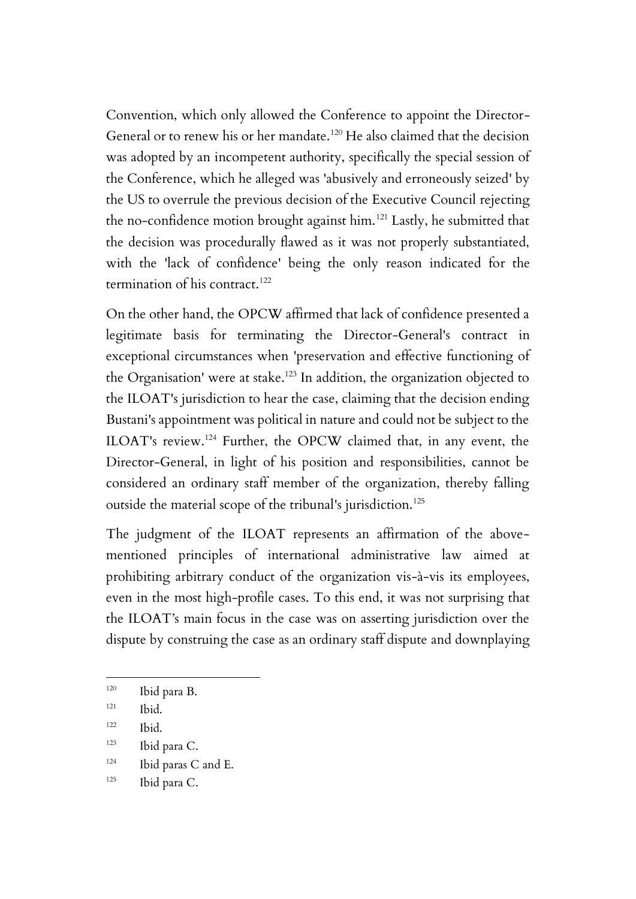Convention, which only allowed the Conference to appoint the Director-General or to renew his or her mandate.[120] He also claimed that the decision was adopted by an incompetent authority, specifically the special session of the Conference, which he alleged was 'abusively and erroneously seized' by the US to overrule the previous decision of the Executive Council rejecting the no-confidence motion brought against him.[121] Lastly, he submitted that the decision was procedurally flawed as it was not properly substantiated, with the 'lack of confidence' being the only reason indicated for the termination of his contract.[122]

On the other hand, the OPCW affirmed that lack of confidence presented a legitimate basis for terminating the Director-General's contract in exceptional circumstances when 'preservation and effective functioning of the Organisation' were at stake.[123] In addition, the organization objected to the ILOAT's jurisdiction to hear the case, claiming that the decision ending Bustani's appointment was political in nature and could not be subject to the ILOAT's review.[124] Further, the OPCW claimed that, in any event, the Director-General, in light of his position and responsibilities, cannot be considered an ordinary staff member of the organization, thereby falling outside the material scope of the tribunal's jurisdiction.[125]

The judgment of the ILOAT represents an affirmation of the above-mentioned principles of international administrative law aimed at prohibiting arbitrary conduct of the organization vis-à-vis its employees, even in the most high-profile cases. To this end, it was not surprising that the ILOAT's main focus in the case was on asserting jurisdiction over the dispute by construing the case as an ordinary staff dispute and downplaying

---

[120] Ibid para B.

[121] Ibid.

[122] Ibid.

[123] Ibid para C.

[124] Ibid paras C and E.

[125] Ibid para C.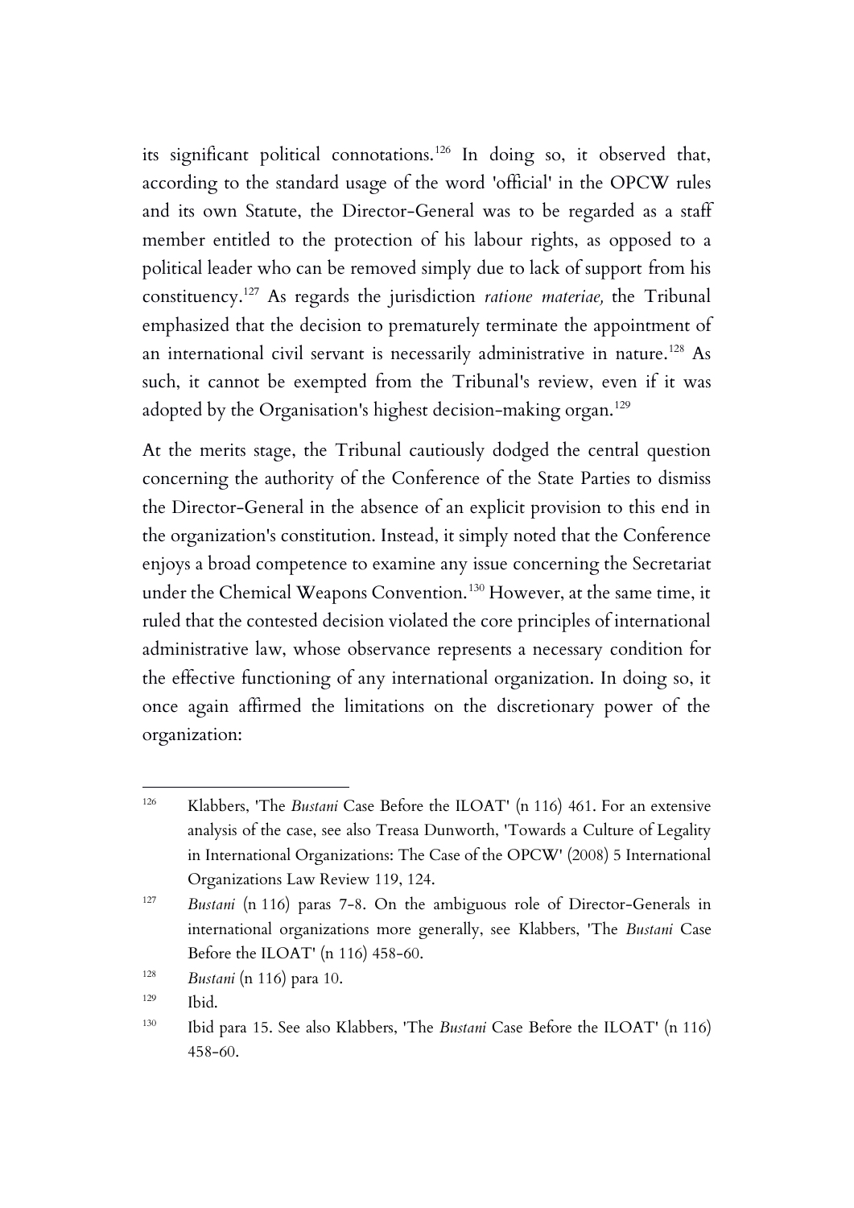its significant political connotations.[126] In doing so, it observed that, according to the standard usage of the word 'official' in the OPCW rules and its own Statute, the Director-General was to be regarded as a staff member entitled to the protection of his labour rights, as opposed to a political leader who can be removed simply due to lack of support from his constituency.[127] As regards the jurisdiction *ratione materiae,* the Tribunal emphasized that the decision to prematurely terminate the appointment of an international civil servant is necessarily administrative in nature.[128] As such, it cannot be exempted from the Tribunal's review, even if it was adopted by the Organisation's highest decision-making organ.[129]

At the merits stage, the Tribunal cautiously dodged the central question concerning the authority of the Conference of the State Parties to dismiss the Director-General in the absence of an explicit provision to this end in the organization's constitution. Instead, it simply noted that the Conference enjoys a broad competence to examine any issue concerning the Secretariat under the Chemical Weapons Convention.[130] However, at the same time, it ruled that the contested decision violated the core principles of international administrative law, whose observance represents a necessary condition for the effective functioning of any international organization. In doing so, it once again affirmed the limitations on the discretionary power of the organization:

---

[126] Klabbers, 'The *Bustani* Case Before the ILOAT' (n 116) 461. For an extensive analysis of the case, see also Treasa Dunworth, 'Towards a Culture of Legality in International Organizations: The Case of the OPCW' (2008) 5 International Organizations Law Review 119, 124.

[127] *Bustani* (n 116) paras 7-8. On the ambiguous role of Director-Generals in international organizations more generally, see Klabbers, 'The *Bustani* Case Before the ILOAT' (n 116) 458-60.

[128] *Bustani* (n 116) para 10.

[129] Ibid.

[130] Ibid para 15. See also Klabbers, 'The *Bustani* Case Before the ILOAT' (n 116) 458-60.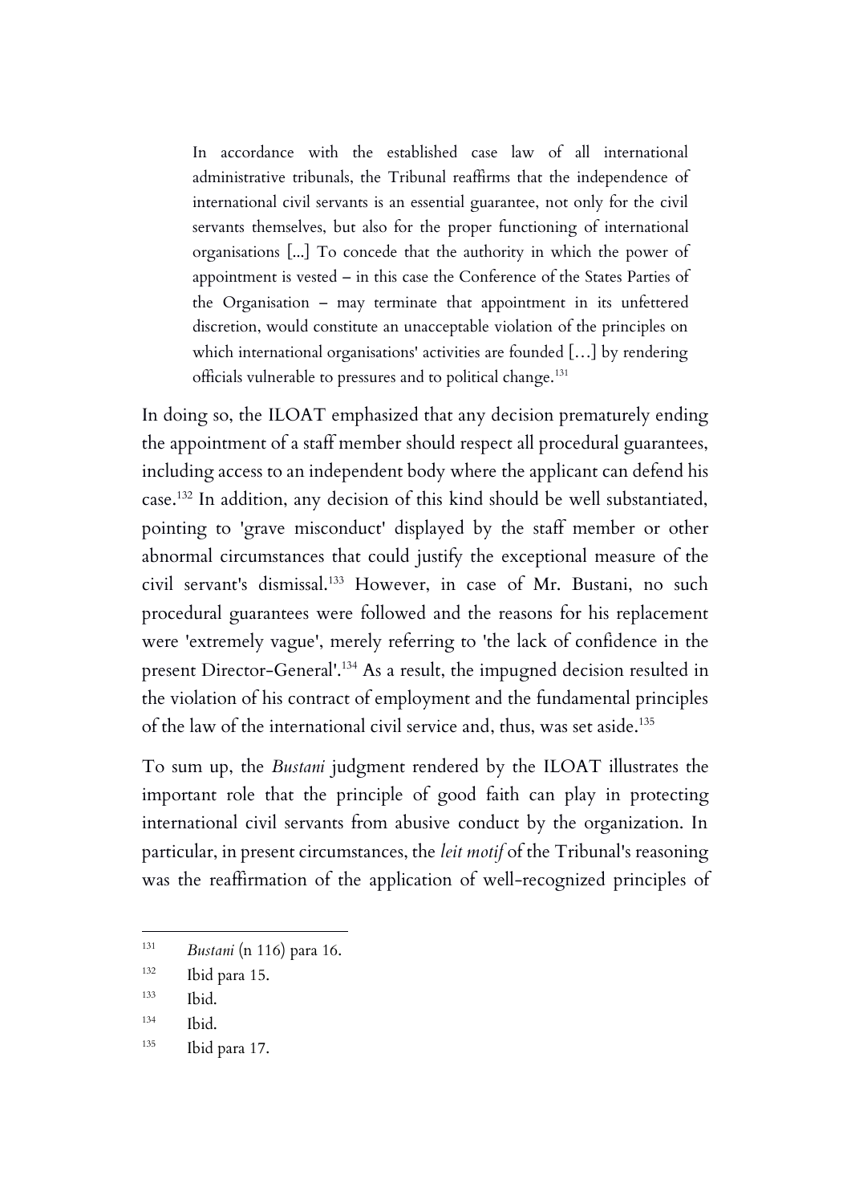> In accordance with the established case law of all international administrative tribunals, the Tribunal reaffirms that the independence of international civil servants is an essential guarantee, not only for the civil servants themselves, but also for the proper functioning of international organisations [...] To concede that the authority in which the power of appointment is vested – in this case the Conference of the States Parties of the Organisation – may terminate that appointment in its unfettered discretion, would constitute an unacceptable violation of the principles on which international organisations' activities are founded [...] by rendering officials vulnerable to pressures and to political change.[131]

In doing so, the ILOAT emphasized that any decision prematurely ending the appointment of a staff member should respect all procedural guarantees, including access to an independent body where the applicant can defend his case.[132] In addition, any decision of this kind should be well substantiated, pointing to 'grave misconduct' displayed by the staff member or other abnormal circumstances that could justify the exceptional measure of the civil servant's dismissal.[133] However, in case of Mr. Bustani, no such procedural guarantees were followed and the reasons for his replacement were 'extremely vague', merely referring to 'the lack of confidence in the present Director-General'.[134] As a result, the impugned decision resulted in the violation of his contract of employment and the fundamental principles of the law of the international civil service and, thus, was set aside.[135]

To sum up, the *Bustani* judgment rendered by the ILOAT illustrates the important role that the principle of good faith can play in protecting international civil servants from abusive conduct by the organization. In particular, in present circumstances, the *leit motif* of the Tribunal's reasoning was the reaffirmation of the application of well-recognized principles of

---

[131] *Bustani* (n 116) para 16.

[132] Ibid para 15.

[133] Ibid.

[134] Ibid.

[135] Ibid para 17.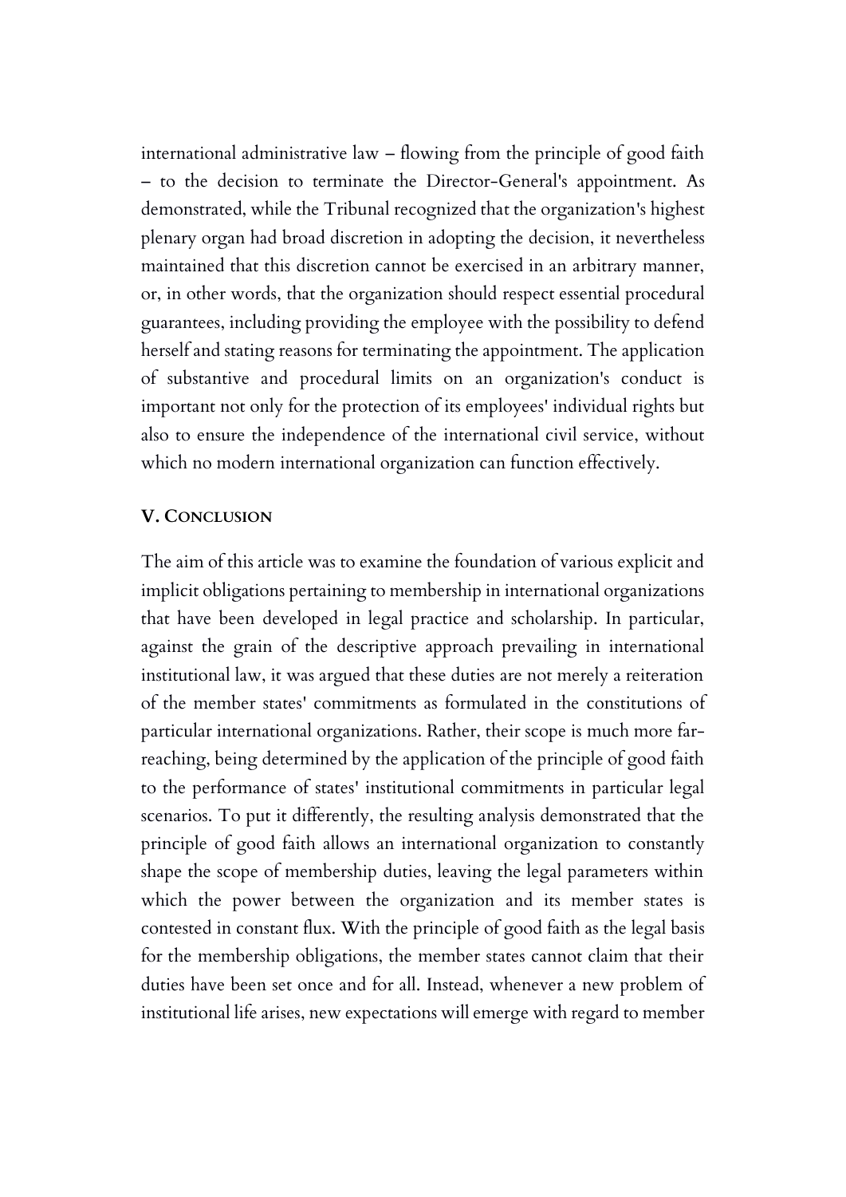international administrative law – flowing from the principle of good faith – to the decision to terminate the Director-General's appointment. As demonstrated, while the Tribunal recognized that the organization's highest plenary organ had broad discretion in adopting the decision, it nevertheless maintained that this discretion cannot be exercised in an arbitrary manner, or, in other words, that the organization should respect essential procedural guarantees, including providing the employee with the possibility to defend herself and stating reasons for terminating the appointment. The application of substantive and procedural limits on an organization's conduct is important not only for the protection of its employees' individual rights but also to ensure the independence of the international civil service, without which no modern international organization can function effectively.

## V. Conclusion

The aim of this article was to examine the foundation of various explicit and implicit obligations pertaining to membership in international organizations that have been developed in legal practice and scholarship. In particular, against the grain of the descriptive approach prevailing in international institutional law, it was argued that these duties are not merely a reiteration of the member states' commitments as formulated in the constitutions of particular international organizations. Rather, their scope is much more far-reaching, being determined by the application of the principle of good faith to the performance of states' institutional commitments in particular legal scenarios. To put it differently, the resulting analysis demonstrated that the principle of good faith allows an international organization to constantly shape the scope of membership duties, leaving the legal parameters within which the power between the organization and its member states is contested in constant flux. With the principle of good faith as the legal basis for the membership obligations, the member states cannot claim that their duties have been set once and for all. Instead, whenever a new problem of institutional life arises, new expectations will emerge with regard to member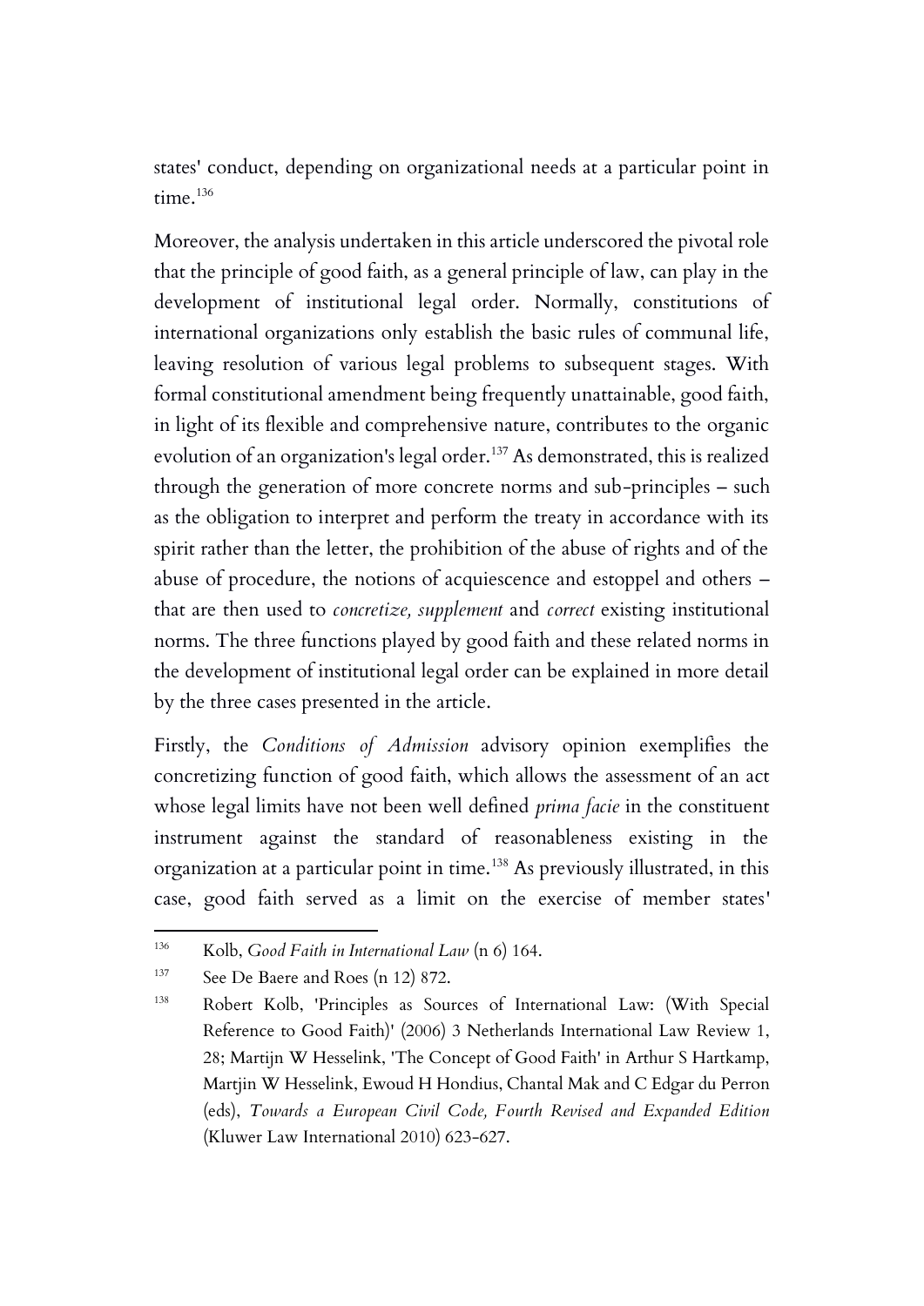states' conduct, depending on organizational needs at a particular point in time.[136]

Moreover, the analysis undertaken in this article underscored the pivotal role that the principle of good faith, as a general principle of law, can play in the development of institutional legal order. Normally, constitutions of international organizations only establish the basic rules of communal life, leaving resolution of various legal problems to subsequent stages. With formal constitutional amendment being frequently unattainable, good faith, in light of its flexible and comprehensive nature, contributes to the organic evolution of an organization's legal order.[137] As demonstrated, this is realized through the generation of more concrete norms and sub-principles – such as the obligation to interpret and perform the treaty in accordance with its spirit rather than the letter, the prohibition of the abuse of rights and of the abuse of procedure, the notions of acquiescence and estoppel and others – that are then used to *concretize, supplement* and *correct* existing institutional norms. The three functions played by good faith and these related norms in the development of institutional legal order can be explained in more detail by the three cases presented in the article.

Firstly, the *Conditions of Admission* advisory opinion exemplifies the concretizing function of good faith, which allows the assessment of an act whose legal limits have not been well defined *prima facie* in the constituent instrument against the standard of reasonableness existing in the organization at a particular point in time.[138] As previously illustrated, in this case, good faith served as a limit on the exercise of member states'

---

[136] Kolb, *Good Faith in International Law* (n 6) 164.

[137] See De Baere and Roes (n 12) 872.

[138] Robert Kolb, 'Principles as Sources of International Law: (With Special Reference to Good Faith)' (2006) 3 Netherlands International Law Review 1, 28; Martijn W Hesselink, 'The Concept of Good Faith' in Arthur S Hartkamp, Martjin W Hesselink, Ewoud H Hondius, Chantal Mak and C Edgar du Perron (eds), *Towards a European Civil Code, Fourth Revised and Expanded Edition* (Kluwer Law International 2010) 623-627.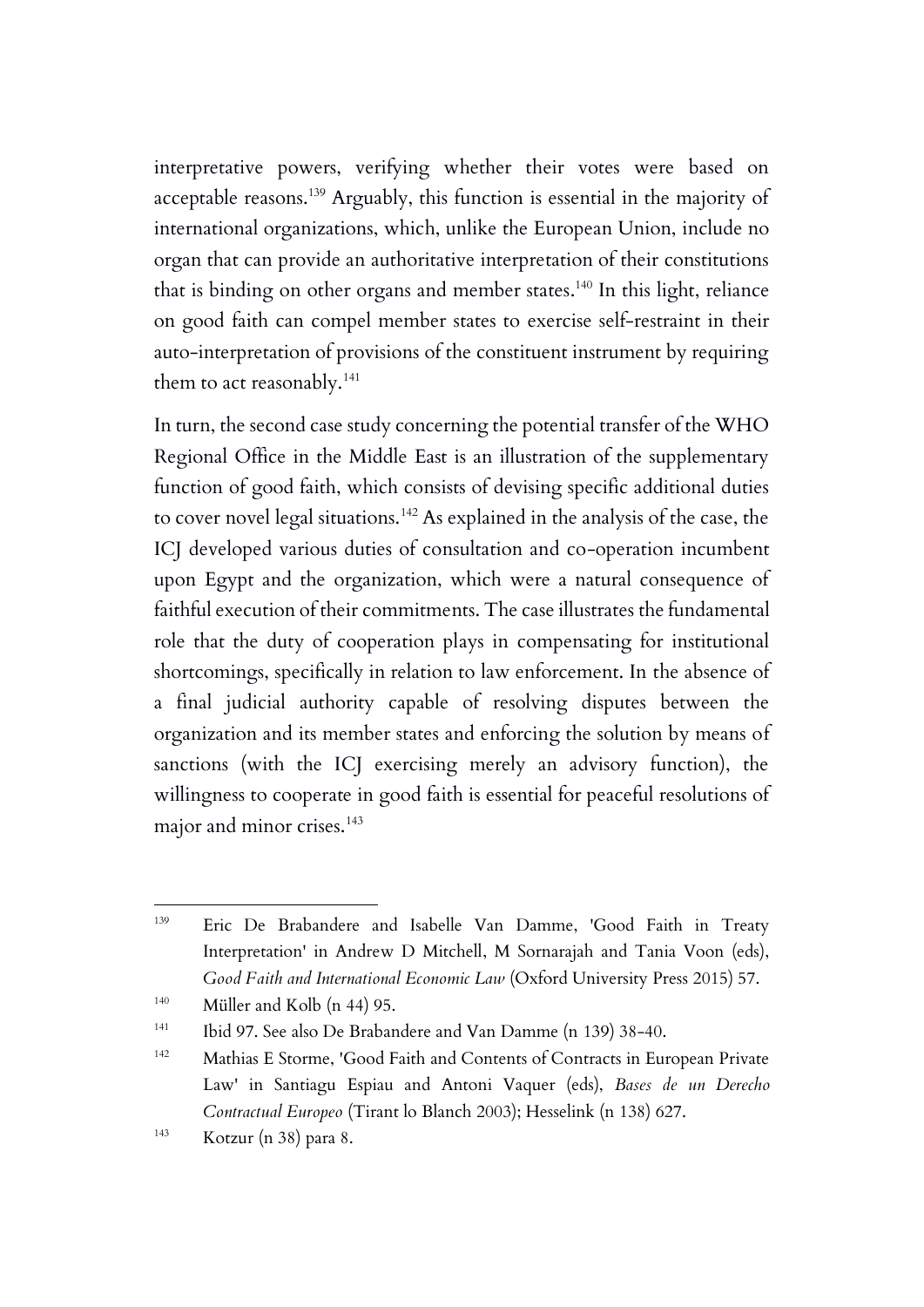interpretative powers, verifying whether their votes were based on acceptable reasons.[139] Arguably, this function is essential in the majority of international organizations, which, unlike the European Union, include no organ that can provide an authoritative interpretation of their constitutions that is binding on other organs and member states.[140] In this light, reliance on good faith can compel member states to exercise self-restraint in their auto-interpretation of provisions of the constituent instrument by requiring them to act reasonably.[141]

In turn, the second case study concerning the potential transfer of the WHO Regional Office in the Middle East is an illustration of the supplementary function of good faith, which consists of devising specific additional duties to cover novel legal situations.[142] As explained in the analysis of the case, the ICJ developed various duties of consultation and co-operation incumbent upon Egypt and the organization, which were a natural consequence of faithful execution of their commitments. The case illustrates the fundamental role that the duty of cooperation plays in compensating for institutional shortcomings, specifically in relation to law enforcement. In the absence of a final judicial authority capable of resolving disputes between the organization and its member states and enforcing the solution by means of sanctions (with the ICJ exercising merely an advisory function), the willingness to cooperate in good faith is essential for peaceful resolutions of major and minor crises.[143]

---

[139] Eric De Brabandere and Isabelle Van Damme, 'Good Faith in Treaty Interpretation' in Andrew D Mitchell, M Sornarajah and Tania Voon (eds), *Good Faith and International Economic Law* (Oxford University Press 2015) 57.

[140] Müller and Kolb (n 44) 95.

[141] Ibid 97. See also De Brabandere and Van Damme (n 139) 38-40.

[142] Mathias E Storme, 'Good Faith and Contents of Contracts in European Private Law' in Santiagu Espiau and Antoni Vaquer (eds), *Bases de un Derecho Contractual Europeo* (Tirant lo Blanch 2003); Hesselink (n 138) 627.

[143] Kotzur (n 38) para 8.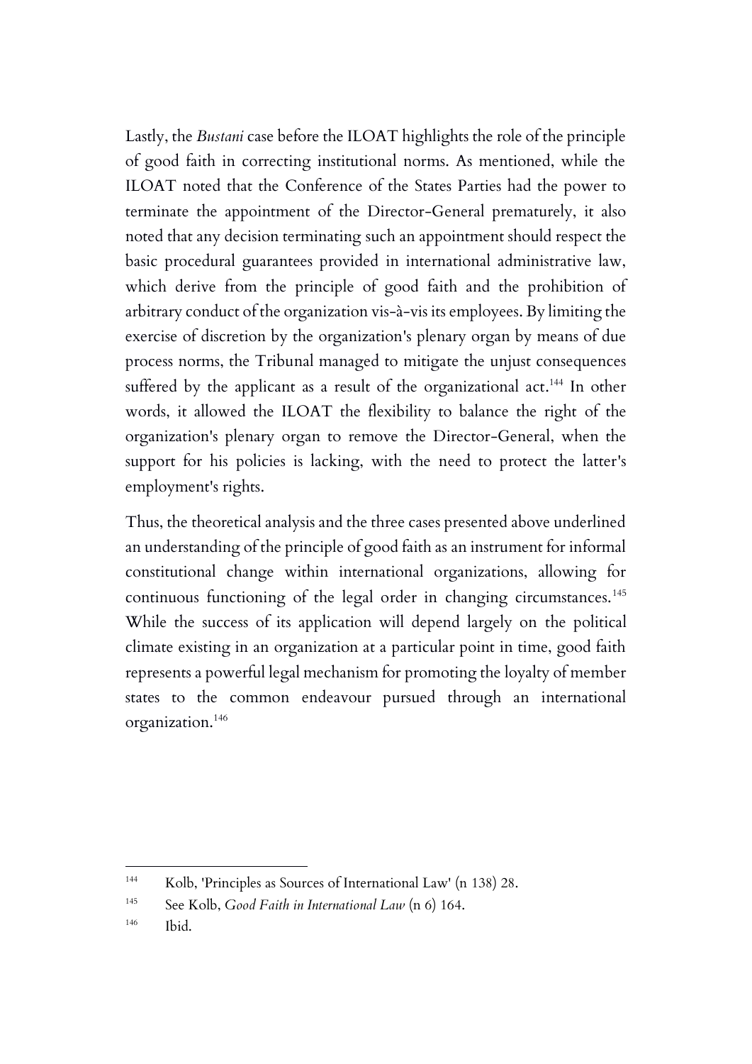Lastly, the *Bustani* case before the ILOAT highlights the role of the principle of good faith in correcting institutional norms. As mentioned, while the ILOAT noted that the Conference of the States Parties had the power to terminate the appointment of the Director-General prematurely, it also noted that any decision terminating such an appointment should respect the basic procedural guarantees provided in international administrative law, which derive from the principle of good faith and the prohibition of arbitrary conduct of the organization vis-à-vis its employees. By limiting the exercise of discretion by the organization's plenary organ by means of due process norms, the Tribunal managed to mitigate the unjust consequences suffered by the applicant as a result of the organizational act.[144] In other words, it allowed the ILOAT the flexibility to balance the right of the organization's plenary organ to remove the Director-General, when the support for his policies is lacking, with the need to protect the latter's employment's rights.

Thus, the theoretical analysis and the three cases presented above underlined an understanding of the principle of good faith as an instrument for informal constitutional change within international organizations, allowing for continuous functioning of the legal order in changing circumstances.[145] While the success of its application will depend largely on the political climate existing in an organization at a particular point in time, good faith represents a powerful legal mechanism for promoting the loyalty of member states to the common endeavour pursued through an international organization.[146]

---

[144] Kolb, 'Principles as Sources of International Law' (n 138) 28.

[145] See Kolb, *Good Faith in International Law* (n 6) 164.

[146] Ibid.